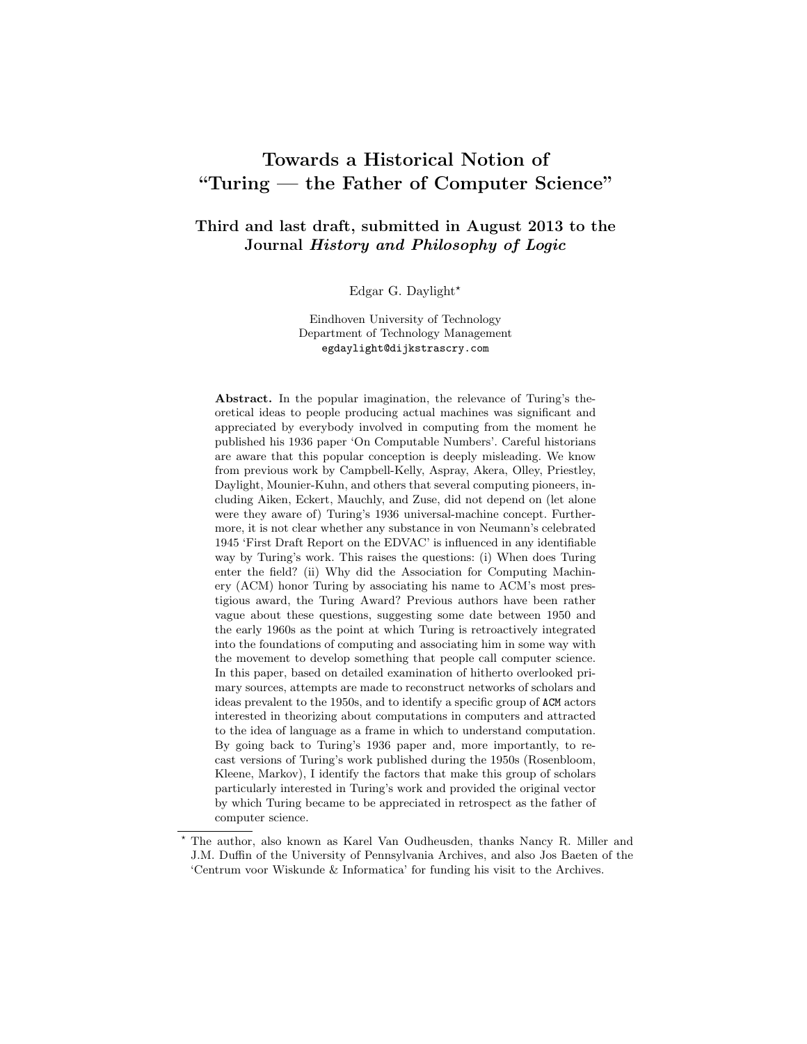# Towards a Historical Notion of "Turing — the Father of Computer Science"

## Third and last draft, submitted in August 2013 to the Journal *History and Philosophy of Logic*

Edgar G. Daylight*

Eindhoven University of Technology
Department of Technology Management
egdaylight@dijkstrascry.com

**Abstract.** In the popular imagination, the relevance of Turing's theoretical ideas to people producing actual machines was significant and appreciated by everybody involved in computing from the moment he published his 1936 paper 'On Computable Numbers'. Careful historians are aware that this popular conception is deeply misleading. We know from previous work by Campbell-Kelly, Aspray, Akera, Olley, Priestley, Daylight, Mounier-Kuhn, and others that several computing pioneers, including Aiken, Eckert, Mauchly, and Zuse, did not depend on (let alone were they aware of) Turing's 1936 universal-machine concept. Furthermore, it is not clear whether any substance in von Neumann's celebrated 1945 'First Draft Report on the EDVAC' is influenced in any identifiable way by Turing's work. This raises the questions: (i) When does Turing enter the field? (ii) Why did the Association for Computing Machinery (ACM) honor Turing by associating his name to ACM's most prestigious award, the Turing Award? Previous authors have been rather vague about these questions, suggesting some date between 1950 and the early 1960s as the point at which Turing is retroactively integrated into the foundations of computing and associating him in some way with the movement to develop something that people call computer science. In this paper, based on detailed examination of hitherto overlooked primary sources, attempts are made to reconstruct networks of scholars and ideas prevalent to the 1950s, and to identify a specific group of ACM actors interested in theorizing about computations in computers and attracted to the idea of language as a frame in which to understand computation. By going back to Turing's 1936 paper and, more importantly, to recast versions of Turing's work published during the 1950s (Rosenbloom, Kleene, Markov), I identify the factors that make this group of scholars particularly interested in Turing's work and provided the original vector by which Turing became to be appreciated in retrospect as the father of computer science.

* The author, also known as Karel Van Oudheusden, thanks Nancy R. Miller and J.M. Duffin of the University of Pennsylvania Archives, and also Jos Baeten of the 'Centrum voor Wiskunde & Informatica' for funding his visit to the Archives.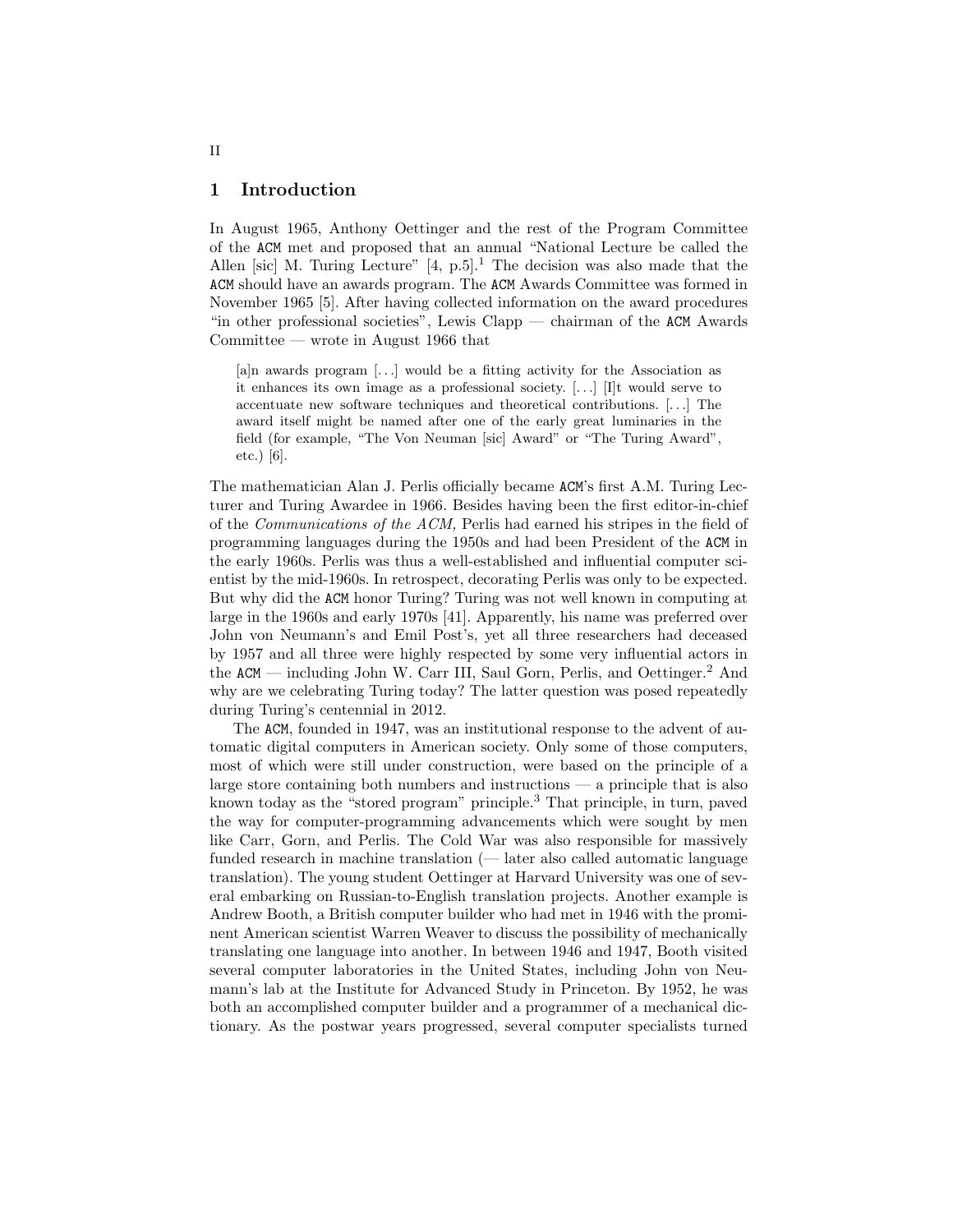## 1 Introduction

In August 1965, Anthony Oettinger and the rest of the Program Committee of the ACM met and proposed that an annual "National Lecture be called the Allen [sic] M. Turing Lecture" [4, p.5].[1] The decision was also made that the ACM should have an awards program. The ACM Awards Committee was formed in November 1965 [5]. After having collected information on the award procedures "in other professional societies", Lewis Clapp — chairman of the ACM Awards Committee — wrote in August 1966 that

> [a]n awards program [...] would be a fitting activity for the Association as it enhances its own image as a professional society. [...] [I]t would serve to accentuate new software techniques and theoretical contributions. [...] The award itself might be named after one of the early great luminaries in the field (for example, "The Von Neuman [sic] Award" or "The Turing Award", etc.) [6].

The mathematician Alan J. Perlis officially became ACM's first A.M. Turing Lecturer and Turing Awardee in 1966. Besides having been the first editor-in-chief of the *Communications of the ACM,* Perlis had earned his stripes in the field of programming languages during the 1950s and had been President of the ACM in the early 1960s. Perlis was thus a well-established and influential computer scientist by the mid-1960s. In retrospect, decorating Perlis was only to be expected. But why did the ACM honor Turing? Turing was not well known in computing at large in the 1960s and early 1970s [41]. Apparently, his name was preferred over John von Neumann's and Emil Post's, yet all three researchers had deceased by 1957 and all three were highly respected by some very influential actors in the ACM — including John W. Carr III, Saul Gorn, Perlis, and Oettinger.[2] And why are we celebrating Turing today? The latter question was posed repeatedly during Turing's centennial in 2012.

The ACM, founded in 1947, was an institutional response to the advent of automatic digital computers in American society. Only some of those computers, most of which were still under construction, were based on the principle of a large store containing both numbers and instructions — a principle that is also known today as the "stored program" principle.[3] That principle, in turn, paved the way for computer-programming advancements which were sought by men like Carr, Gorn, and Perlis. The Cold War was also responsible for massively funded research in machine translation (— later also called automatic language translation). The young student Oettinger at Harvard University was one of several embarking on Russian-to-English translation projects. Another example is Andrew Booth, a British computer builder who had met in 1946 with the prominent American scientist Warren Weaver to discuss the possibility of mechanically translating one language into another. In between 1946 and 1947, Booth visited several computer laboratories in the United States, including John von Neumann's lab at the Institute for Advanced Study in Princeton. By 1952, he was both an accomplished computer builder and a programmer of a mechanical dictionary. As the postwar years progressed, several computer specialists turned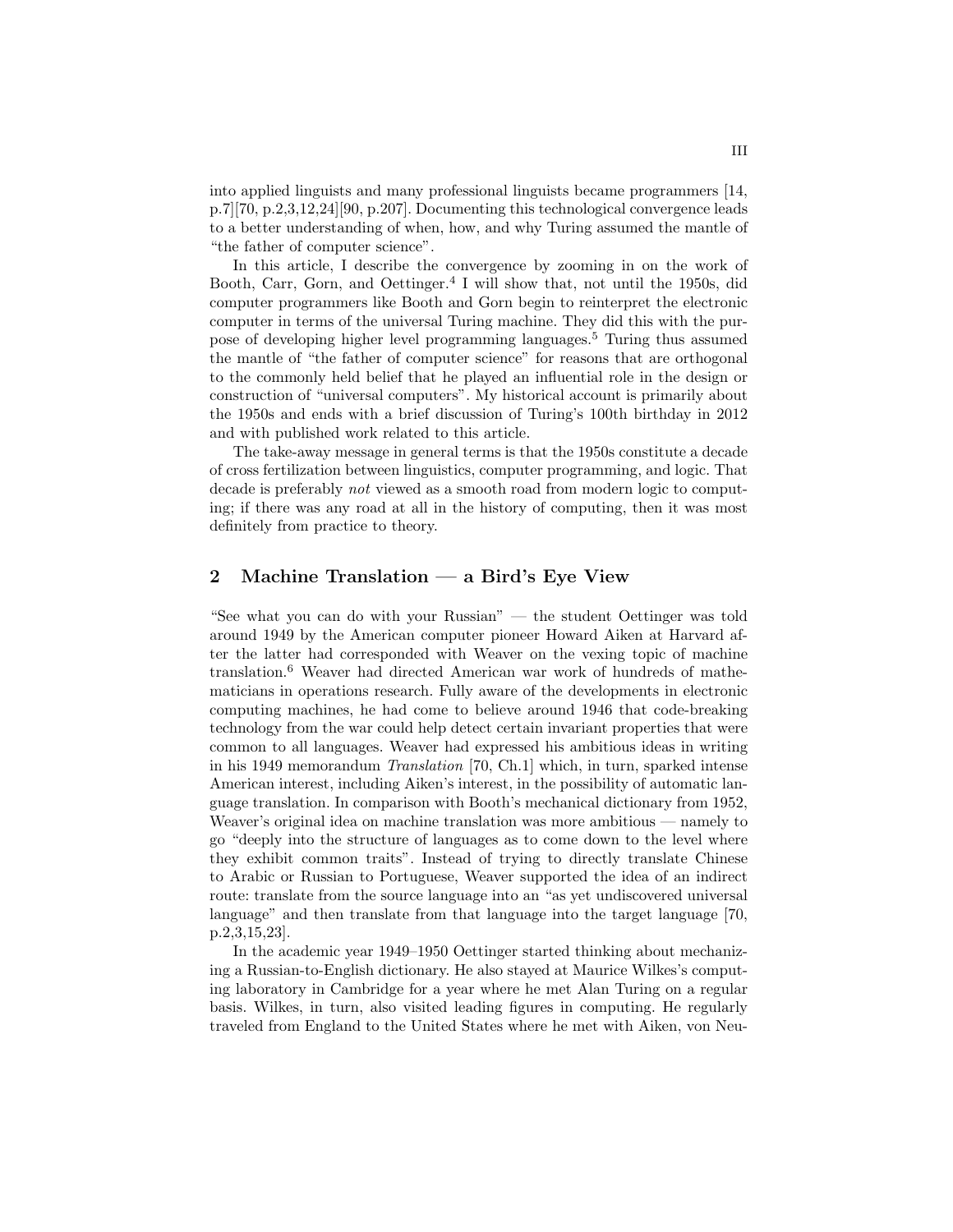into applied linguists and many professional linguists became programmers [14, p.7][70, p.2,3,12,24][90, p.207]. Documenting this technological convergence leads to a better understanding of when, how, and why Turing assumed the mantle of "the father of computer science".

In this article, I describe the convergence by zooming in on the work of Booth, Carr, Gorn, and Oettinger.[4] I will show that, not until the 1950s, did computer programmers like Booth and Gorn begin to reinterpret the electronic computer in terms of the universal Turing machine. They did this with the purpose of developing higher level programming languages.[5] Turing thus assumed the mantle of "the father of computer science" for reasons that are orthogonal to the commonly held belief that he played an influential role in the design or construction of "universal computers". My historical account is primarily about the 1950s and ends with a brief discussion of Turing's 100th birthday in 2012 and with published work related to this article.

The take-away message in general terms is that the 1950s constitute a decade of cross fertilization between linguistics, computer programming, and logic. That decade is preferably *not* viewed as a smooth road from modern logic to computing; if there was any road at all in the history of computing, then it was most definitely from practice to theory.

## 2 Machine Translation — a Bird's Eye View

"See what you can do with your Russian" — the student Oettinger was told around 1949 by the American computer pioneer Howard Aiken at Harvard after the latter had corresponded with Weaver on the vexing topic of machine translation.[6] Weaver had directed American war work of hundreds of mathematicians in operations research. Fully aware of the developments in electronic computing machines, he had come to believe around 1946 that code-breaking technology from the war could help detect certain invariant properties that were common to all languages. Weaver had expressed his ambitious ideas in writing in his 1949 memorandum *Translation* [70, Ch.1] which, in turn, sparked intense American interest, including Aiken's interest, in the possibility of automatic language translation. In comparison with Booth's mechanical dictionary from 1952, Weaver's original idea on machine translation was more ambitious — namely to go "deeply into the structure of languages as to come down to the level where they exhibit common traits". Instead of trying to directly translate Chinese to Arabic or Russian to Portuguese, Weaver supported the idea of an indirect route: translate from the source language into an "as yet undiscovered universal language" and then translate from that language into the target language [70, p.2,3,15,23].

In the academic year 1949–1950 Oettinger started thinking about mechanizing a Russian-to-English dictionary. He also stayed at Maurice Wilkes's computing laboratory in Cambridge for a year where he met Alan Turing on a regular basis. Wilkes, in turn, also visited leading figures in computing. He regularly traveled from England to the United States where he met with Aiken, von Neu-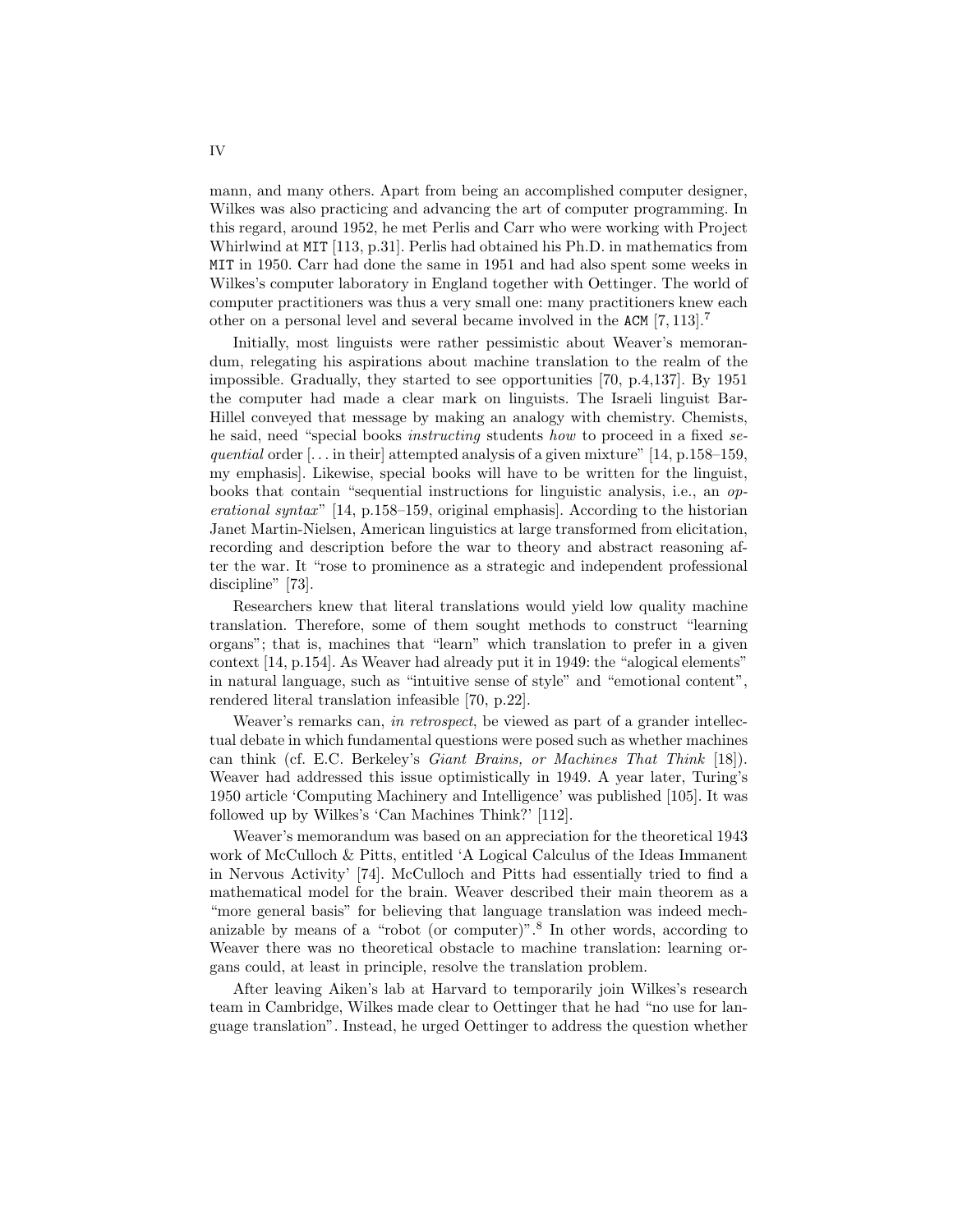mann, and many others. Apart from being an accomplished computer designer, Wilkes was also practicing and advancing the art of computer programming. In this regard, around 1952, he met Perlis and Carr who were working with Project Whirlwind at MIT [113, p.31]. Perlis had obtained his Ph.D. in mathematics from MIT in 1950. Carr had done the same in 1951 and had also spent some weeks in Wilkes's computer laboratory in England together with Oettinger. The world of computer practitioners was thus a very small one: many practitioners knew each other on a personal level and several became involved in the ACM [7, 113].[7]

Initially, most linguists were rather pessimistic about Weaver's memorandum, relegating his aspirations about machine translation to the realm of the impossible. Gradually, they started to see opportunities [70, p.4,137]. By 1951 the computer had made a clear mark on linguists. The Israeli linguist Bar-Hillel conveyed that message by making an analogy with chemistry. Chemists, he said, need "special books *instructing* students *how* to proceed in a fixed *sequential* order [. . . in their] attempted analysis of a given mixture" [14, p.158–159, my emphasis]. Likewise, special books will have to be written for the linguist, books that contain "sequential instructions for linguistic analysis, i.e., an *operational syntax*" [14, p.158–159, original emphasis]. According to the historian Janet Martin-Nielsen, American linguistics at large transformed from elicitation, recording and description before the war to theory and abstract reasoning after the war. It "rose to prominence as a strategic and independent professional discipline" [73].

Researchers knew that literal translations would yield low quality machine translation. Therefore, some of them sought methods to construct "learning organs"; that is, machines that "learn" which translation to prefer in a given context [14, p.154]. As Weaver had already put it in 1949: the "alogical elements" in natural language, such as "intuitive sense of style" and "emotional content", rendered literal translation infeasible [70, p.22].

Weaver's remarks can, *in retrospect*, be viewed as part of a grander intellectual debate in which fundamental questions were posed such as whether machines can think (cf. E.C. Berkeley's *Giant Brains, or Machines That Think* [18]). Weaver had addressed this issue optimistically in 1949. A year later, Turing's 1950 article 'Computing Machinery and Intelligence' was published [105]. It was followed up by Wilkes's 'Can Machines Think?' [112].

Weaver's memorandum was based on an appreciation for the theoretical 1943 work of McCulloch & Pitts, entitled 'A Logical Calculus of the Ideas Immanent in Nervous Activity' [74]. McCulloch and Pitts had essentially tried to find a mathematical model for the brain. Weaver described their main theorem as a "more general basis" for believing that language translation was indeed mechanizable by means of a "robot (or computer)".[8] In other words, according to Weaver there was no theoretical obstacle to machine translation: learning organs could, at least in principle, resolve the translation problem.

After leaving Aiken's lab at Harvard to temporarily join Wilkes's research team in Cambridge, Wilkes made clear to Oettinger that he had "no use for language translation". Instead, he urged Oettinger to address the question whether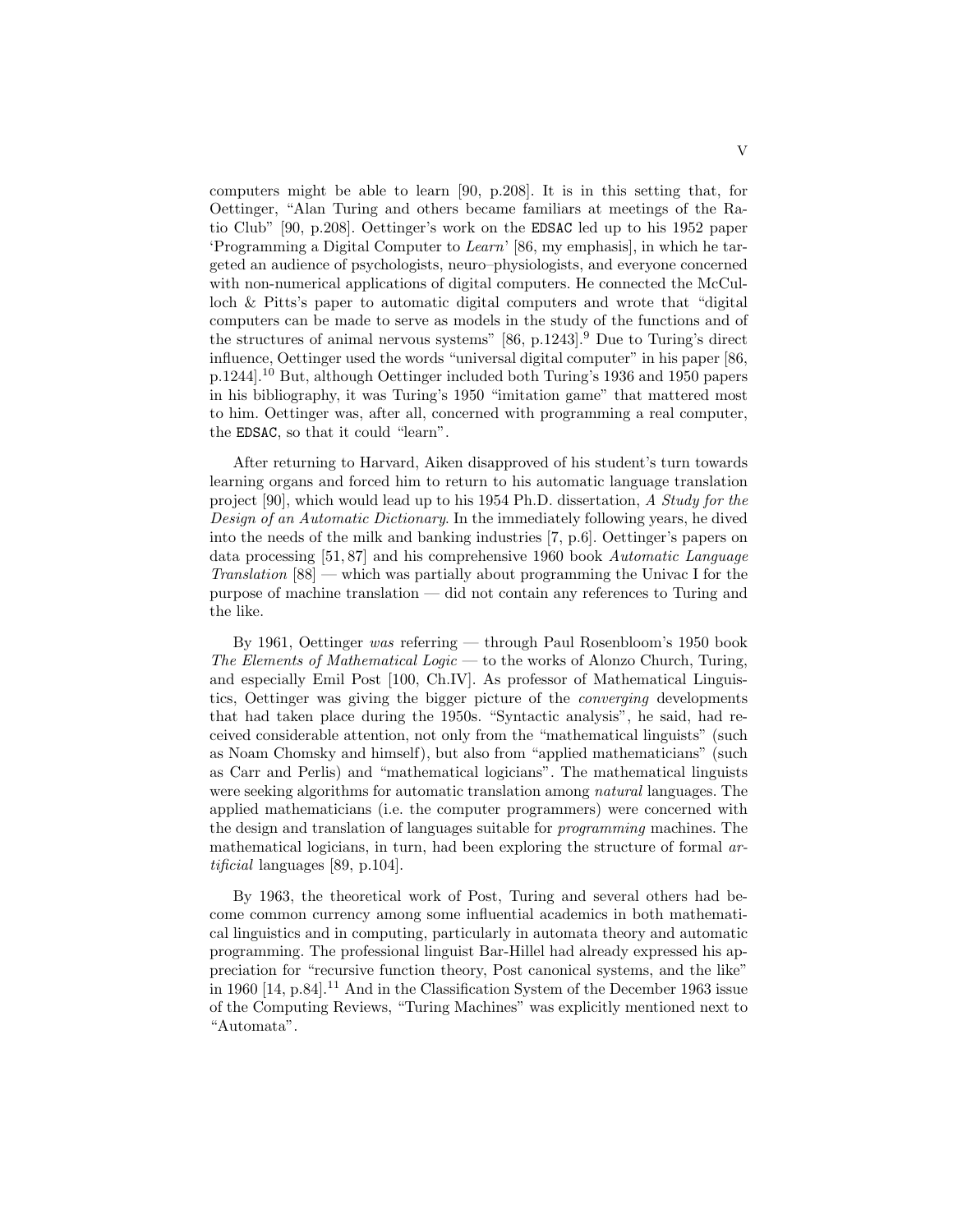computers might be able to learn [90, p.208]. It is in this setting that, for Oettinger, "Alan Turing and others became familiars at meetings of the Ratio Club" [90, p.208]. Oettinger's work on the `EDSAC` led up to his 1952 paper 'Programming a Digital Computer to *Learn*' [86, my emphasis], in which he targeted an audience of psychologists, neuro–physiologists, and everyone concerned with non-numerical applications of digital computers. He connected the McCulloch & Pitts's paper to automatic digital computers and wrote that "digital computers can be made to serve as models in the study of the functions and of the structures of animal nervous systems" [86, p.1243].[9] Due to Turing's direct influence, Oettinger used the words "universal digital computer" in his paper [86, p.1244].[10] But, although Oettinger included both Turing's 1936 and 1950 papers in his bibliography, it was Turing's 1950 "imitation game" that mattered most to him. Oettinger was, after all, concerned with programming a real computer, the `EDSAC`, so that it could "learn".

After returning to Harvard, Aiken disapproved of his student's turn towards learning organs and forced him to return to his automatic language translation project [90], which would lead up to his 1954 Ph.D. dissertation, *A Study for the Design of an Automatic Dictionary*. In the immediately following years, he dived into the needs of the milk and banking industries [7, p.6]. Oettinger's papers on data processing [51, 87] and his comprehensive 1960 book *Automatic Language Translation* [88] — which was partially about programming the Univac I for the purpose of machine translation — did not contain any references to Turing and the like.

By 1961, Oettinger *was* referring — through Paul Rosenbloom's 1950 book *The Elements of Mathematical Logic* — to the works of Alonzo Church, Turing, and especially Emil Post [100, Ch.IV]. As professor of Mathematical Linguistics, Oettinger was giving the bigger picture of the *converging* developments that had taken place during the 1950s. "Syntactic analysis", he said, had received considerable attention, not only from the "mathematical linguists" (such as Noam Chomsky and himself), but also from "applied mathematicians" (such as Carr and Perlis) and "mathematical logicians". The mathematical linguists were seeking algorithms for automatic translation among *natural* languages. The applied mathematicians (i.e. the computer programmers) were concerned with the design and translation of languages suitable for *programming* machines. The mathematical logicians, in turn, had been exploring the structure of formal *artificial* languages [89, p.104].

By 1963, the theoretical work of Post, Turing and several others had become common currency among some influential academics in both mathematical linguistics and in computing, particularly in automata theory and automatic programming. The professional linguist Bar-Hillel had already expressed his appreciation for "recursive function theory, Post canonical systems, and the like" in 1960 [14, p.84].[11] And in the Classification System of the December 1963 issue of the Computing Reviews, "Turing Machines" was explicitly mentioned next to "Automata".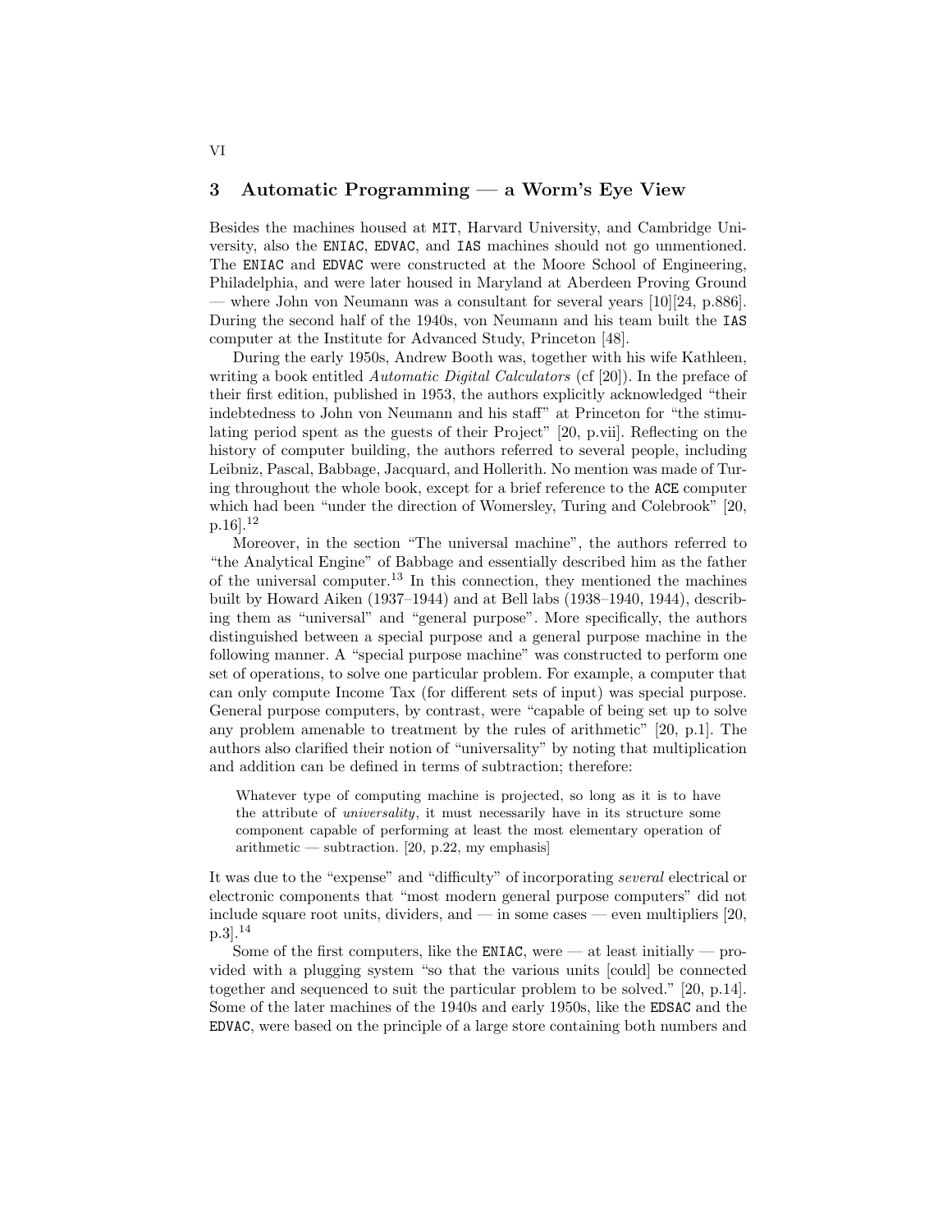## 3 Automatic Programming — a Worm's Eye View

Besides the machines housed at MIT, Harvard University, and Cambridge University, also the ENIAC, EDVAC, and IAS machines should not go unmentioned. The ENIAC and EDVAC were constructed at the Moore School of Engineering, Philadelphia, and were later housed in Maryland at Aberdeen Proving Ground — where John von Neumann was a consultant for several years [10][24, p.886]. During the second half of the 1940s, von Neumann and his team built the IAS computer at the Institute for Advanced Study, Princeton [48].

During the early 1950s, Andrew Booth was, together with his wife Kathleen, writing a book entitled *Automatic Digital Calculators* (cf [20]). In the preface of their first edition, published in 1953, the authors explicitly acknowledged "their indebtedness to John von Neumann and his staff" at Princeton for "the stimulating period spent as the guests of their Project" [20, p.vii]. Reflecting on the history of computer building, the authors referred to several people, including Leibniz, Pascal, Babbage, Jacquard, and Hollerith. No mention was made of Turing throughout the whole book, except for a brief reference to the ACE computer which had been "under the direction of Womersley, Turing and Colebrook" [20, p.16].[12]

Moreover, in the section "The universal machine", the authors referred to "the Analytical Engine" of Babbage and essentially described him as the father of the universal computer.[13] In this connection, they mentioned the machines built by Howard Aiken (1937–1944) and at Bell labs (1938–1940, 1944), describing them as "universal" and "general purpose". More specifically, the authors distinguished between a special purpose and a general purpose machine in the following manner. A "special purpose machine" was constructed to perform one set of operations, to solve one particular problem. For example, a computer that can only compute Income Tax (for different sets of input) was special purpose. General purpose computers, by contrast, were "capable of being set up to solve any problem amenable to treatment by the rules of arithmetic" [20, p.1]. The authors also clarified their notion of "universality" by noting that multiplication and addition can be defined in terms of subtraction; therefore:

> Whatever type of computing machine is projected, so long as it is to have the attribute of *universality*, it must necessarily have in its structure some component capable of performing at least the most elementary operation of arithmetic — subtraction. [20, p.22, my emphasis]

It was due to the "expense" and "difficulty" of incorporating *several* electrical or electronic components that "most modern general purpose computers" did not include square root units, dividers, and — in some cases — even multipliers [20, p.3].[14]

Some of the first computers, like the ENIAC, were — at least initially — provided with a plugging system "so that the various units [could] be connected together and sequenced to suit the particular problem to be solved." [20, p.14]. Some of the later machines of the 1940s and early 1950s, like the EDSAC and the EDVAC, were based on the principle of a large store containing both numbers and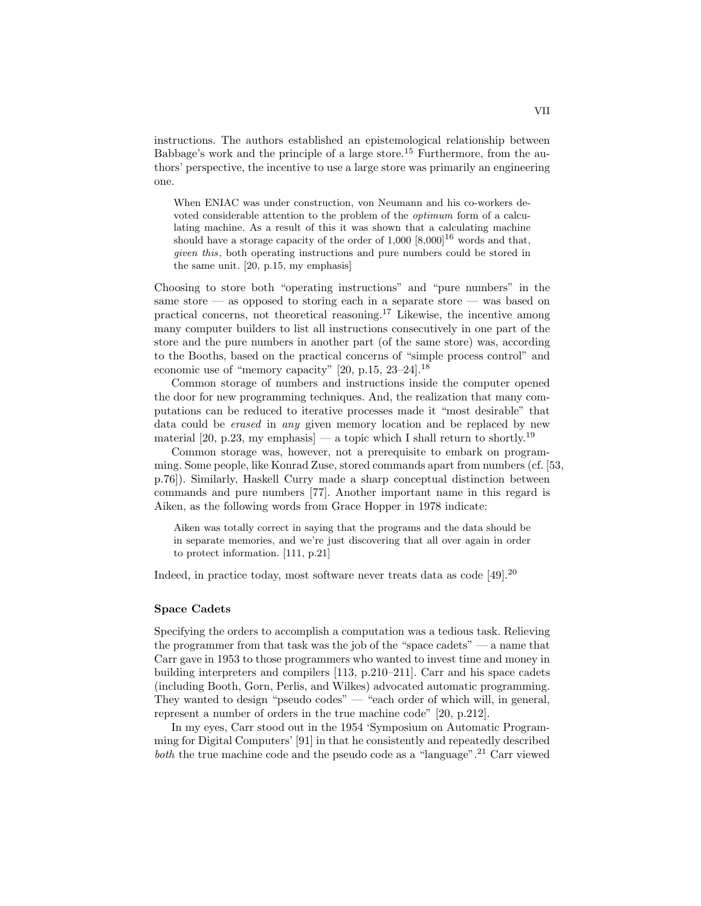instructions. The authors established an epistemological relationship between Babbage's work and the principle of a large store.[15] Furthermore, from the authors' perspective, the incentive to use a large store was primarily an engineering one.

> When ENIAC was under construction, von Neumann and his co-workers devoted considerable attention to the problem of the *optimum* form of a calculating machine. As a result of this it was shown that a calculating machine should have a storage capacity of the order of 1,000 [8,000][16] words and that, *given this*, both operating instructions and pure numbers could be stored in the same unit. [20, p.15, my emphasis]

Choosing to store both "operating instructions" and "pure numbers" in the same store — as opposed to storing each in a separate store — was based on practical concerns, not theoretical reasoning.[17] Likewise, the incentive among many computer builders to list all instructions consecutively in one part of the store and the pure numbers in another part (of the same store) was, according to the Booths, based on the practical concerns of "simple process control" and economic use of "memory capacity" [20, p.15, 23–24].[18]

Common storage of numbers and instructions inside the computer opened the door for new programming techniques. And, the realization that many computations can be reduced to iterative processes made it "most desirable" that data could be *erased* in *any* given memory location and be replaced by new material [20, p.23, my emphasis] — a topic which I shall return to shortly.[19]

Common storage was, however, not a prerequisite to embark on programming. Some people, like Konrad Zuse, stored commands apart from numbers (cf. [53, p.76]). Similarly, Haskell Curry made a sharp conceptual distinction between commands and pure numbers [77]. Another important name in this regard is Aiken, as the following words from Grace Hopper in 1978 indicate:

> Aiken was totally correct in saying that the programs and the data should be in separate memories, and we're just discovering that all over again in order to protect information. [111, p.21]

Indeed, in practice today, most software never treats data as code [49].[20]

### Space Cadets

Specifying the orders to accomplish a computation was a tedious task. Relieving the programmer from that task was the job of the "space cadets" — a name that Carr gave in 1953 to those programmers who wanted to invest time and money in building interpreters and compilers [113, p.210–211]. Carr and his space cadets (including Booth, Gorn, Perlis, and Wilkes) advocated automatic programming. They wanted to design "pseudo codes" — "each order of which will, in general, represent a number of orders in the true machine code" [20, p.212].

In my eyes, Carr stood out in the 1954 'Symposium on Automatic Programming for Digital Computers' [91] in that he consistently and repeatedly described *both* the true machine code and the pseudo code as a "language".[21] Carr viewed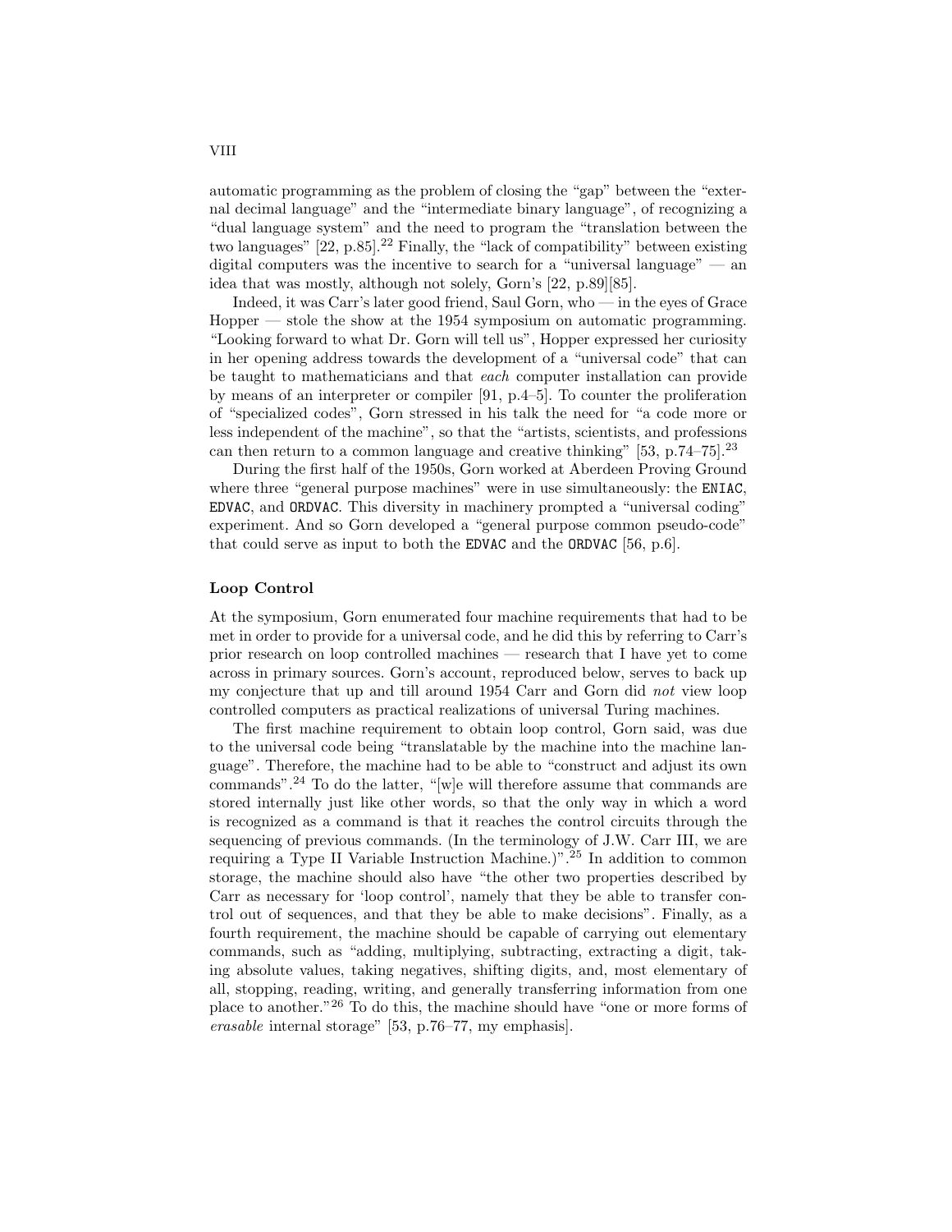automatic programming as the problem of closing the "gap" between the "external decimal language" and the "intermediate binary language", of recognizing a "dual language system" and the need to program the "translation between the two languages" [22, p.85].[22] Finally, the "lack of compatibility" between existing digital computers was the incentive to search for a "universal language" — an idea that was mostly, although not solely, Gorn's [22, p.89][85].

Indeed, it was Carr's later good friend, Saul Gorn, who — in the eyes of Grace Hopper — stole the show at the 1954 symposium on automatic programming. "Looking forward to what Dr. Gorn will tell us", Hopper expressed her curiosity in her opening address towards the development of a "universal code" that can be taught to mathematicians and that *each* computer installation can provide by means of an interpreter or compiler [91, p.4–5]. To counter the proliferation of "specialized codes", Gorn stressed in his talk the need for "a code more or less independent of the machine", so that the "artists, scientists, and professions can then return to a common language and creative thinking" [53, p.74–75].[23]

During the first half of the 1950s, Gorn worked at Aberdeen Proving Ground where three "general purpose machines" were in use simultaneously: the ENIAC, EDVAC, and ORDVAC. This diversity in machinery prompted a "universal coding" experiment. And so Gorn developed a "general purpose common pseudo-code" that could serve as input to both the EDVAC and the ORDVAC [56, p.6].

### Loop Control

At the symposium, Gorn enumerated four machine requirements that had to be met in order to provide for a universal code, and he did this by referring to Carr's prior research on loop controlled machines — research that I have yet to come across in primary sources. Gorn's account, reproduced below, serves to back up my conjecture that up and till around 1954 Carr and Gorn did *not* view loop controlled computers as practical realizations of universal Turing machines.

The first machine requirement to obtain loop control, Gorn said, was due to the universal code being "translatable by the machine into the machine language". Therefore, the machine had to be able to "construct and adjust its own commands".[24] To do the latter, "[w]e will therefore assume that commands are stored internally just like other words, so that the only way in which a word is recognized as a command is that it reaches the control circuits through the sequencing of previous commands. (In the terminology of J.W. Carr III, we are requiring a Type II Variable Instruction Machine.)".[25] In addition to common storage, the machine should also have "the other two properties described by Carr as necessary for 'loop control', namely that they be able to transfer control out of sequences, and that they be able to make decisions". Finally, as a fourth requirement, the machine should be capable of carrying out elementary commands, such as "adding, multiplying, subtracting, extracting a digit, taking absolute values, taking negatives, shifting digits, and, most elementary of all, stopping, reading, writing, and generally transferring information from one place to another."[26] To do this, the machine should have "one or more forms of *erasable* internal storage" [53, p.76–77, my emphasis].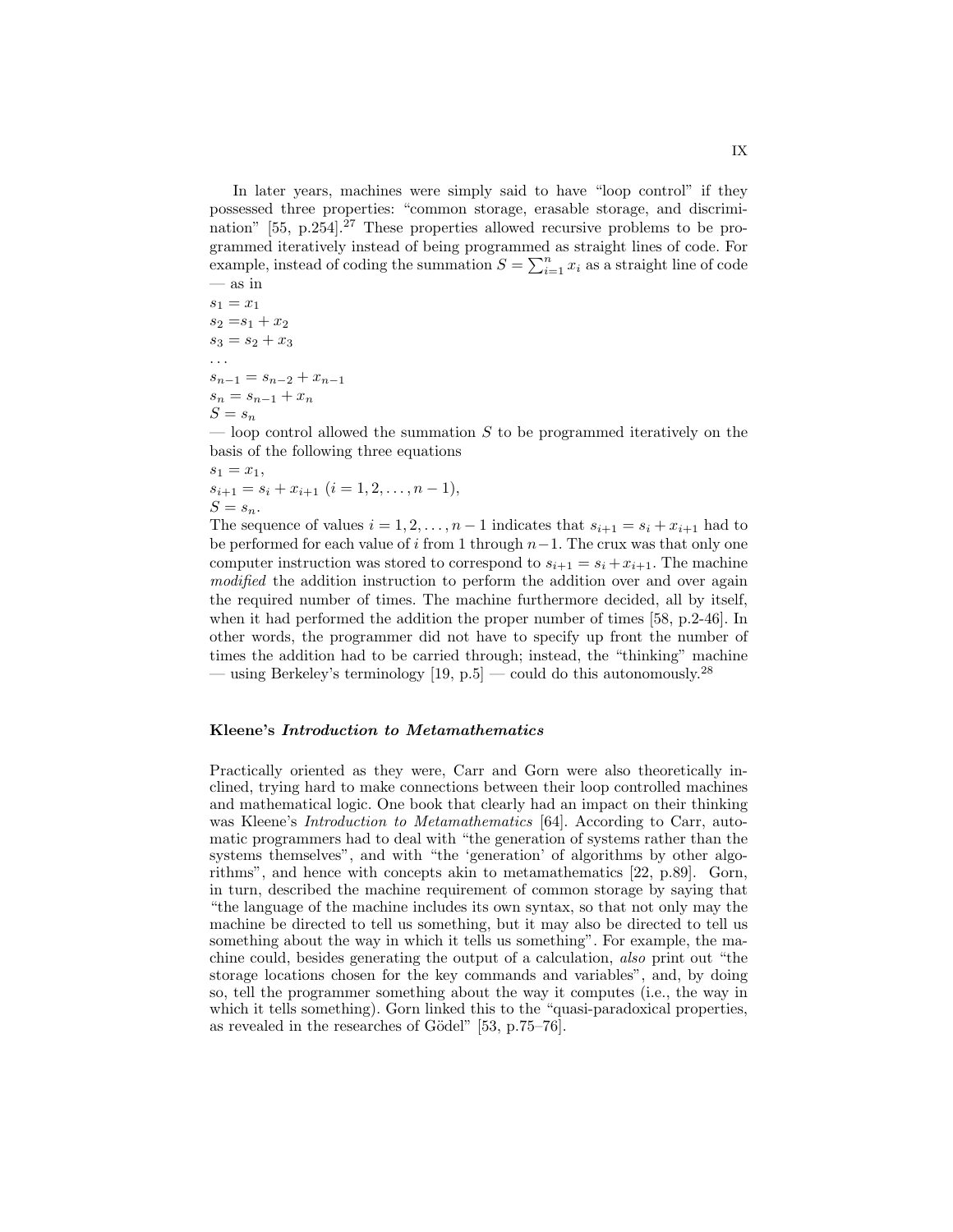In later years, machines were simply said to have "loop control" if they possessed three properties: "common storage, erasable storage, and discrimination" [55, p.254].[27] These properties allowed recursive problems to be programmed iteratively instead of being programmed as straight lines of code. For example, instead of coding the summation $S = \sum_{i=1}^{n} x_i$ as a straight line of code — as in

$s_1 = x_1$
$s_2 = s_1 + x_2$
$s_3 = s_2 + x_3$
...
$s_{n-1} = s_{n-2} + x_{n-1}$
$s_n = s_{n-1} + x_n$
$S = s_n$

— loop control allowed the summation $S$ to be programmed iteratively on the basis of the following three equations

$s_1 = x_1$,
$s_{i+1} = s_i + x_{i+1}$ $(i = 1, 2, \ldots, n-1)$,
$S = s_n$.

The sequence of values $i = 1, 2, \ldots, n-1$ indicates that $s_{i+1} = s_i + x_{i+1}$ had to be performed for each value of $i$ from 1 through $n-1$. The crux was that only one computer instruction was stored to correspond to $s_{i+1} = s_i + x_{i+1}$. The machine *modified* the addition instruction to perform the addition over and over again the required number of times. The machine furthermore decided, all by itself, when it had performed the addition the proper number of times [58, p.2-46]. In other words, the programmer did not have to specify up front the number of times the addition had to be carried through; instead, the "thinking" machine — using Berkeley's terminology [19, p.5] — could do this autonomously.[28]

### Kleene's *Introduction to Metamathematics*

Practically oriented as they were, Carr and Gorn were also theoretically inclined, trying hard to make connections between their loop controlled machines and mathematical logic. One book that clearly had an impact on their thinking was Kleene's *Introduction to Metamathematics* [64]. According to Carr, automatic programmers had to deal with "the generation of systems rather than the systems themselves", and with "the 'generation' of algorithms by other algorithms", and hence with concepts akin to metamathematics [22, p.89]. Gorn, in turn, described the machine requirement of common storage by saying that "the language of the machine includes its own syntax, so that not only may the machine be directed to tell us something, but it may also be directed to tell us something about the way in which it tells us something". For example, the machine could, besides generating the output of a calculation, *also* print out "the storage locations chosen for the key commands and variables", and, by doing so, tell the programmer something about the way it computes (i.e., the way in which it tells something). Gorn linked this to the "quasi-paradoxical properties, as revealed in the researches of Gödel" [53, p.75–76].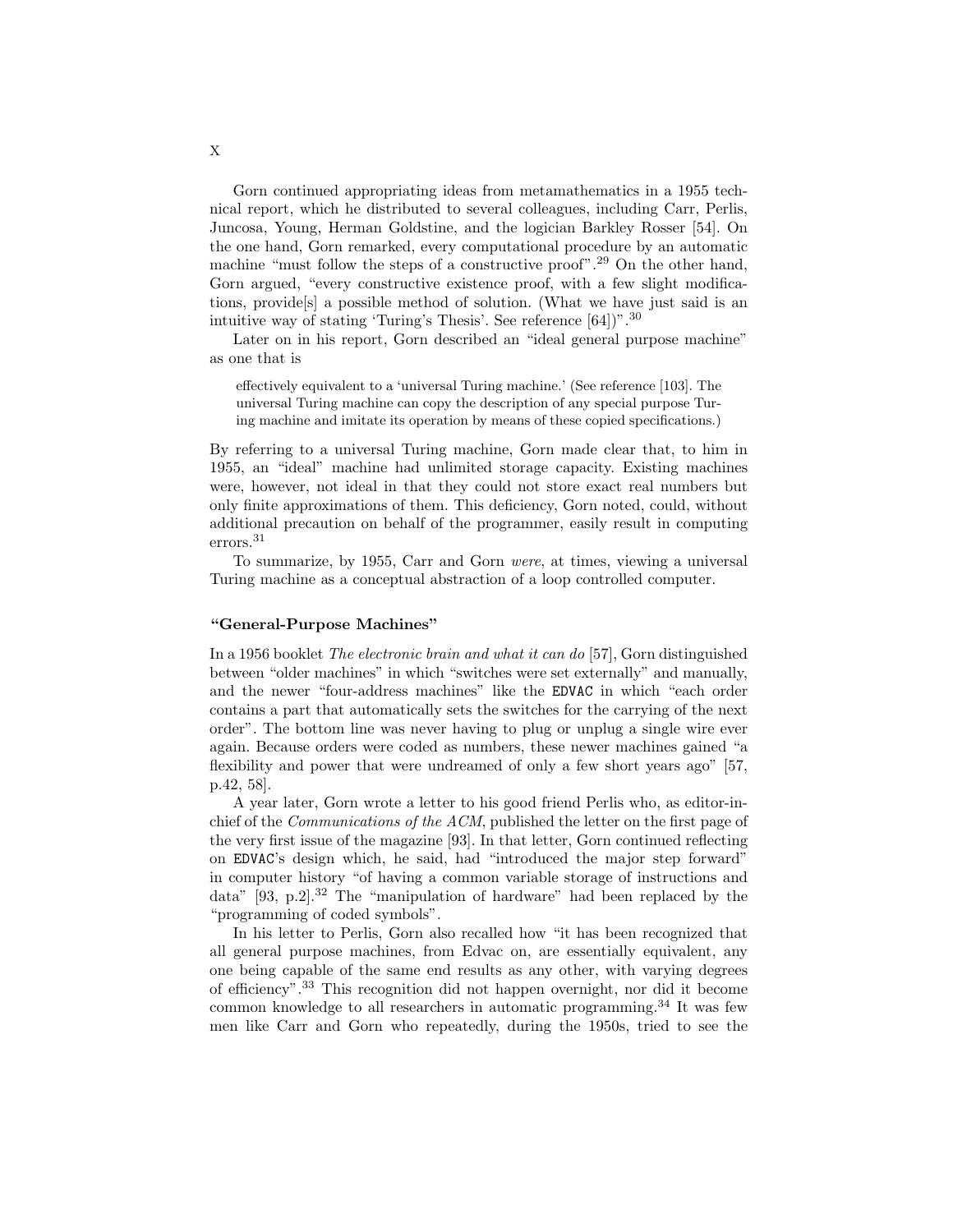Gorn continued appropriating ideas from metamathematics in a 1955 technical report, which he distributed to several colleagues, including Carr, Perlis, Juncosa, Young, Herman Goldstine, and the logician Barkley Rosser [54]. On the one hand, Gorn remarked, every computational procedure by an automatic machine "must follow the steps of a constructive proof".[29] On the other hand, Gorn argued, "every constructive existence proof, with a few slight modifications, provide[s] a possible method of solution. (What we have just said is an intuitive way of stating 'Turing's Thesis'. See reference [64])".[30]

Later on in his report, Gorn described an "ideal general purpose machine" as one that is

> effectively equivalent to a 'universal Turing machine.' (See reference [103]. The universal Turing machine can copy the description of any special purpose Turing machine and imitate its operation by means of these copied specifications.)

By referring to a universal Turing machine, Gorn made clear that, to him in 1955, an "ideal" machine had unlimited storage capacity. Existing machines were, however, not ideal in that they could not store exact real numbers but only finite approximations of them. This deficiency, Gorn noted, could, without additional precaution on behalf of the programmer, easily result in computing errors.[31]

To summarize, by 1955, Carr and Gorn *were*, at times, viewing a universal Turing machine as a conceptual abstraction of a loop controlled computer.

### "General-Purpose Machines"

In a 1956 booklet *The electronic brain and what it can do* [57], Gorn distinguished between "older machines" in which "switches were set externally" and manually, and the newer "four-address machines" like the `EDVAC` in which "each order contains a part that automatically sets the switches for the carrying of the next order". The bottom line was never having to plug or unplug a single wire ever again. Because orders were coded as numbers, these newer machines gained "a flexibility and power that were undreamed of only a few short years ago" [57, p.42, 58].

A year later, Gorn wrote a letter to his good friend Perlis who, as editor-in-chief of the *Communications of the ACM*, published the letter on the first page of the very first issue of the magazine [93]. In that letter, Gorn continued reflecting on `EDVAC`'s design which, he said, had "introduced the major step forward" in computer history "of having a common variable storage of instructions and data" [93, p.2].[32] The "manipulation of hardware" had been replaced by the "programming of coded symbols".

In his letter to Perlis, Gorn also recalled how "it has been recognized that all general purpose machines, from Edvac on, are essentially equivalent, any one being capable of the same end results as any other, with varying degrees of efficiency".[33] This recognition did not happen overnight, nor did it become common knowledge to all researchers in automatic programming.[34] It was few men like Carr and Gorn who repeatedly, during the 1950s, tried to see the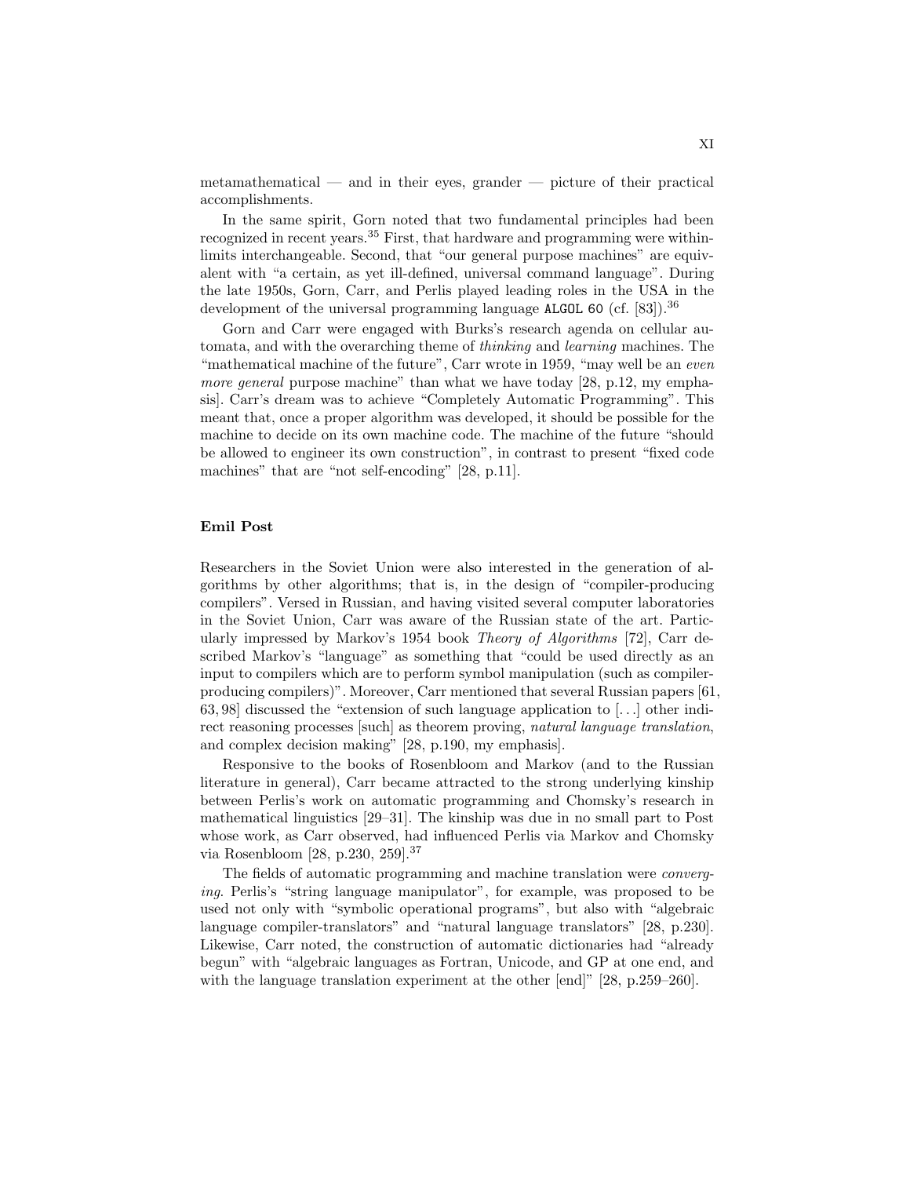metamathematical — and in their eyes, grander — picture of their practical accomplishments.

In the same spirit, Gorn noted that two fundamental principles had been recognized in recent years.[35] First, that hardware and programming were within-limits interchangeable. Second, that "our general purpose machines" are equivalent with "a certain, as yet ill-defined, universal command language". During the late 1950s, Gorn, Carr, and Perlis played leading roles in the USA in the development of the universal programming language `ALGOL 60` (cf. [83]).[36]

Gorn and Carr were engaged with Burks's research agenda on cellular automata, and with the overarching theme of *thinking* and *learning* machines. The "mathematical machine of the future", Carr wrote in 1959, "may well be an *even more general* purpose machine" than what we have today [28, p.12, my emphasis]. Carr's dream was to achieve "Completely Automatic Programming". This meant that, once a proper algorithm was developed, it should be possible for the machine to decide on its own machine code. The machine of the future "should be allowed to engineer its own construction", in contrast to present "fixed code machines" that are "not self-encoding" [28, p.11].

**Emil Post**

Researchers in the Soviet Union were also interested in the generation of algorithms by other algorithms; that is, in the design of "compiler-producing compilers". Versed in Russian, and having visited several computer laboratories in the Soviet Union, Carr was aware of the Russian state of the art. Particularly impressed by Markov's 1954 book *Theory of Algorithms* [72], Carr described Markov's "language" as something that "could be used directly as an input to compilers which are to perform symbol manipulation (such as compiler-producing compilers)". Moreover, Carr mentioned that several Russian papers [61, 63, 98] discussed the "extension of such language application to [...] other indirect reasoning processes [such] as theorem proving, *natural language translation*, and complex decision making" [28, p.190, my emphasis].

Responsive to the books of Rosenbloom and Markov (and to the Russian literature in general), Carr became attracted to the strong underlying kinship between Perlis's work on automatic programming and Chomsky's research in mathematical linguistics [29–31]. The kinship was due in no small part to Post whose work, as Carr observed, had influenced Perlis via Markov and Chomsky via Rosenbloom [28, p.230, 259].[37]

The fields of automatic programming and machine translation were *converging*. Perlis's "string language manipulator", for example, was proposed to be used not only with "symbolic operational programs", but also with "algebraic language compiler-translators" and "natural language translators" [28, p.230]. Likewise, Carr noted, the construction of automatic dictionaries had "already begun" with "algebraic languages as Fortran, Unicode, and GP at one end, and with the language translation experiment at the other [end]" [28, p.259–260].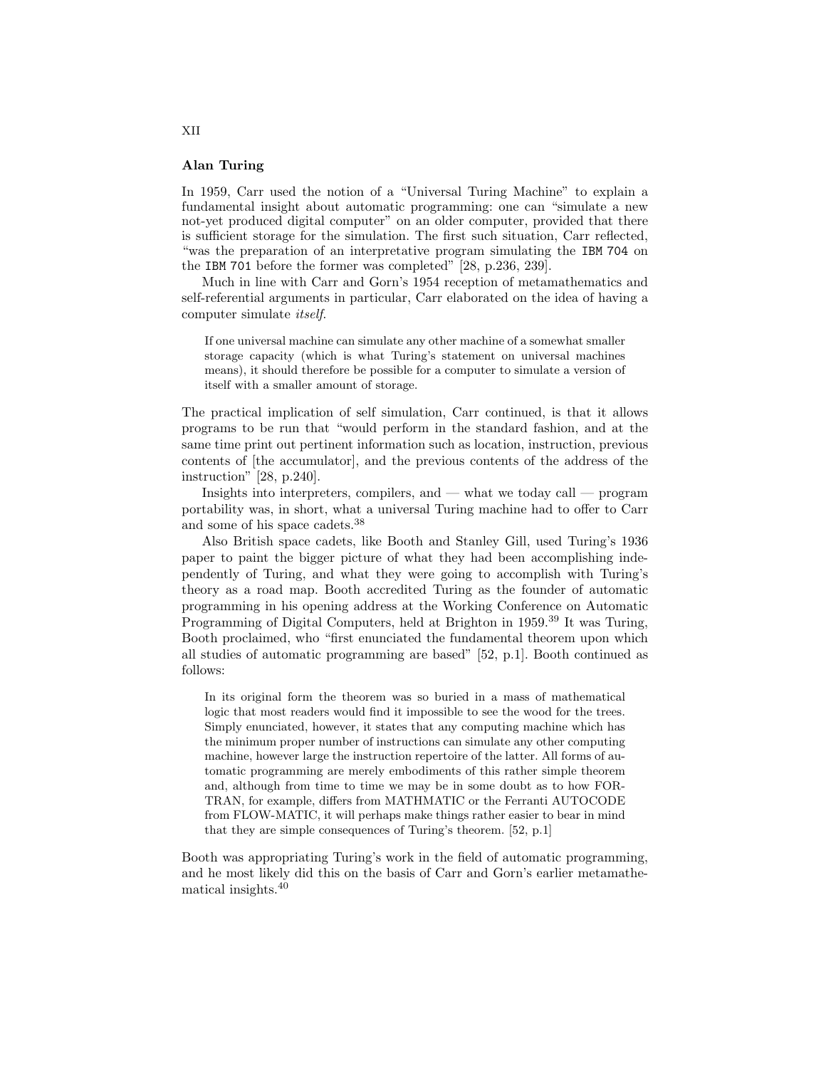### Alan Turing

In 1959, Carr used the notion of a "Universal Turing Machine" to explain a fundamental insight about automatic programming: one can "simulate a new not-yet produced digital computer" on an older computer, provided that there is sufficient storage for the simulation. The first such situation, Carr reflected, "was the preparation of an interpretative program simulating the `IBM 704` on the `IBM 701` before the former was completed" [28, p.236, 239].

Much in line with Carr and Gorn's 1954 reception of metamathematics and self-referential arguments in particular, Carr elaborated on the idea of having a computer simulate *itself*.

> If one universal machine can simulate any other machine of a somewhat smaller storage capacity (which is what Turing's statement on universal machines means), it should therefore be possible for a computer to simulate a version of itself with a smaller amount of storage.

The practical implication of self simulation, Carr continued, is that it allows programs to be run that "would perform in the standard fashion, and at the same time print out pertinent information such as location, instruction, previous contents of [the accumulator], and the previous contents of the address of the instruction" [28, p.240].

Insights into interpreters, compilers, and — what we today call — program portability was, in short, what a universal Turing machine had to offer to Carr and some of his space cadets.[38]

Also British space cadets, like Booth and Stanley Gill, used Turing's 1936 paper to paint the bigger picture of what they had been accomplishing independently of Turing, and what they were going to accomplish with Turing's theory as a road map. Booth accredited Turing as the founder of automatic programming in his opening address at the Working Conference on Automatic Programming of Digital Computers, held at Brighton in 1959.[39] It was Turing, Booth proclaimed, who "first enunciated the fundamental theorem upon which all studies of automatic programming are based" [52, p.1]. Booth continued as follows:

> In its original form the theorem was so buried in a mass of mathematical logic that most readers would find it impossible to see the wood for the trees. Simply enunciated, however, it states that any computing machine which has the minimum proper number of instructions can simulate any other computing machine, however large the instruction repertoire of the latter. All forms of automatic programming are merely embodiments of this rather simple theorem and, although from time to time we may be in some doubt as to how FORTRAN, for example, differs from MATHMATIC or the Ferranti AUTOCODE from FLOW-MATIC, it will perhaps make things rather easier to bear in mind that they are simple consequences of Turing's theorem. [52, p.1]

Booth was appropriating Turing's work in the field of automatic programming, and he most likely did this on the basis of Carr and Gorn's earlier metamathematical insights.[40]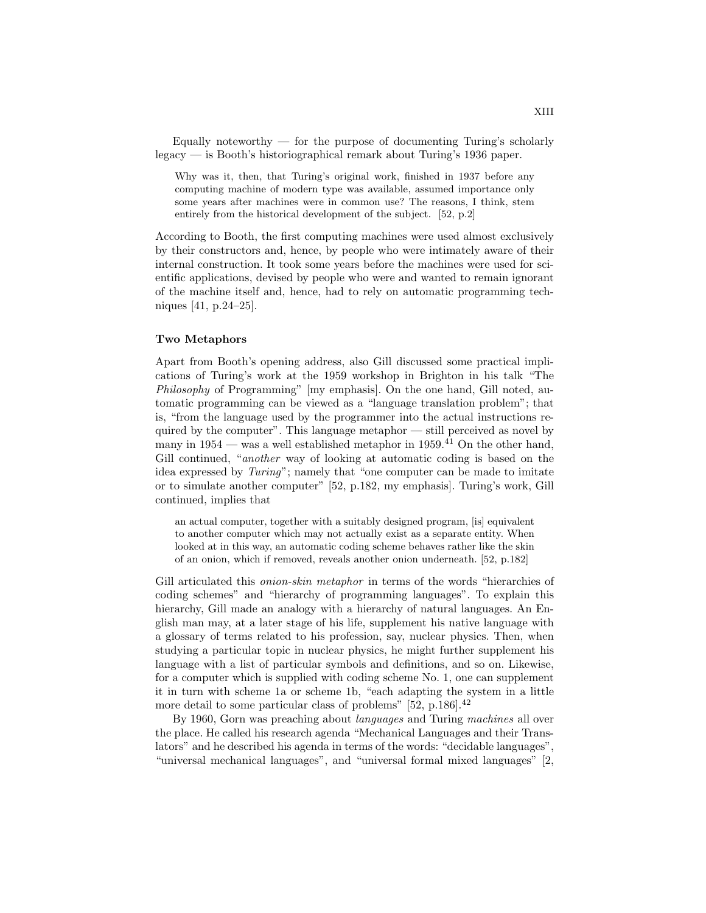Equally noteworthy — for the purpose of documenting Turing's scholarly legacy — is Booth's historiographical remark about Turing's 1936 paper.

> Why was it, then, that Turing's original work, finished in 1937 before any computing machine of modern type was available, assumed importance only some years after machines were in common use? The reasons, I think, stem entirely from the historical development of the subject. [52, p.2]

According to Booth, the first computing machines were used almost exclusively by their constructors and, hence, by people who were intimately aware of their internal construction. It took some years before the machines were used for scientific applications, devised by people who were and wanted to remain ignorant of the machine itself and, hence, had to rely on automatic programming techniques [41, p.24–25].

### Two Metaphors

Apart from Booth's opening address, also Gill discussed some practical implications of Turing's work at the 1959 workshop in Brighton in his talk "The *Philosophy* of Programming" [my emphasis]. On the one hand, Gill noted, automatic programming can be viewed as a "language translation problem"; that is, "from the language used by the programmer into the actual instructions required by the computer". This language metaphor — still perceived as novel by many in 1954 — was a well established metaphor in 1959.[41] On the other hand, Gill continued, "*another* way of looking at automatic coding is based on the idea expressed by *Turing*"; namely that "one computer can be made to imitate or to simulate another computer" [52, p.182, my emphasis]. Turing's work, Gill continued, implies that

> an actual computer, together with a suitably designed program, [is] equivalent to another computer which may not actually exist as a separate entity. When looked at in this way, an automatic coding scheme behaves rather like the skin of an onion, which if removed, reveals another onion underneath. [52, p.182]

Gill articulated this *onion-skin metaphor* in terms of the words "hierarchies of coding schemes" and "hierarchy of programming languages". To explain this hierarchy, Gill made an analogy with a hierarchy of natural languages. An English man may, at a later stage of his life, supplement his native language with a glossary of terms related to his profession, say, nuclear physics. Then, when studying a particular topic in nuclear physics, he might further supplement his language with a list of particular symbols and definitions, and so on. Likewise, for a computer which is supplied with coding scheme No. 1, one can supplement it in turn with scheme 1a or scheme 1b, "each adapting the system in a little more detail to some particular class of problems" [52, p.186].[42]

By 1960, Gorn was preaching about *languages* and Turing *machines* all over the place. He called his research agenda "Mechanical Languages and their Translators" and he described his agenda in terms of the words: "decidable languages", "universal mechanical languages", and "universal formal mixed languages" [2,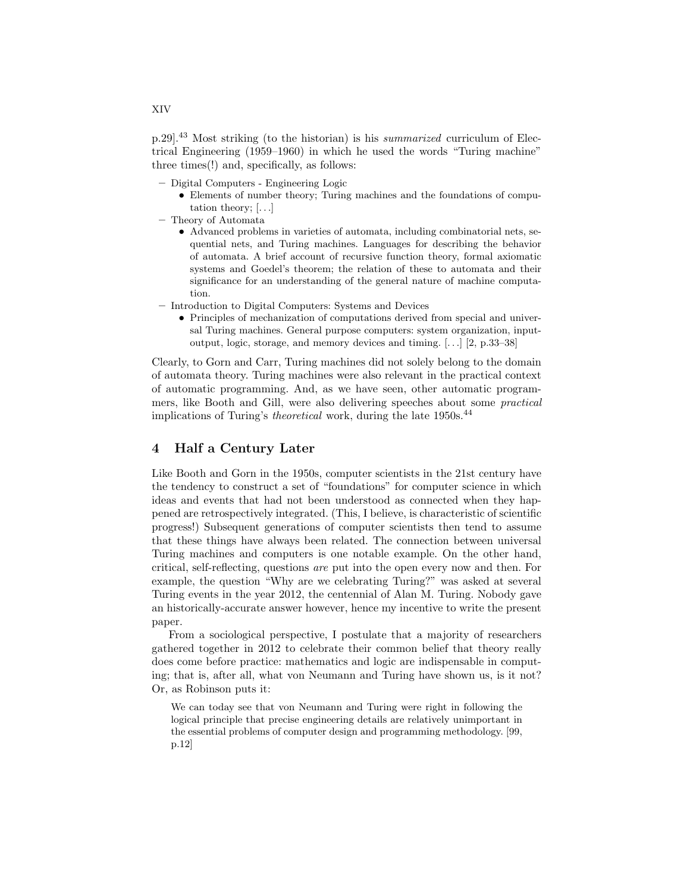p.29].[43] Most striking (to the historian) is his *summarized* curriculum of Electrical Engineering (1959–1960) in which he used the words "Turing machine" three times(!) and, specifically, as follows:

- Digital Computers - Engineering Logic
  - Elements of number theory; Turing machines and the foundations of computation theory; [...]
- Theory of Automata
  - Advanced problems in varieties of automata, including combinatorial nets, sequential nets, and Turing machines. Languages for describing the behavior of automata. A brief account of recursive function theory, formal axiomatic systems and Goedel's theorem; the relation of these to automata and their significance for an understanding of the general nature of machine computation.
- Introduction to Digital Computers: Systems and Devices
  - Principles of mechanization of computations derived from special and universal Turing machines. General purpose computers: system organization, input-output, logic, storage, and memory devices and timing. [...] [2, p.33–38]

Clearly, to Gorn and Carr, Turing machines did not solely belong to the domain of automata theory. Turing machines were also relevant in the practical context of automatic programming. And, as we have seen, other automatic programmers, like Booth and Gill, were also delivering speeches about some *practical* implications of Turing's *theoretical* work, during the late 1950s.[44]

## 4 Half a Century Later

Like Booth and Gorn in the 1950s, computer scientists in the 21st century have the tendency to construct a set of "foundations" for computer science in which ideas and events that had not been understood as connected when they happened are retrospectively integrated. (This, I believe, is characteristic of scientific progress!) Subsequent generations of computer scientists then tend to assume that these things have always been related. The connection between universal Turing machines and computers is one notable example. On the other hand, critical, self-reflecting, questions *are* put into the open every now and then. For example, the question "Why are we celebrating Turing?" was asked at several Turing events in the year 2012, the centennial of Alan M. Turing. Nobody gave an historically-accurate answer however, hence my incentive to write the present paper.

From a sociological perspective, I postulate that a majority of researchers gathered together in 2012 to celebrate their common belief that theory really does come before practice: mathematics and logic are indispensable in computing; that is, after all, what von Neumann and Turing have shown us, is it not? Or, as Robinson puts it:

> We can today see that von Neumann and Turing were right in following the logical principle that precise engineering details are relatively unimportant in the essential problems of computer design and programming methodology. [99, p.12]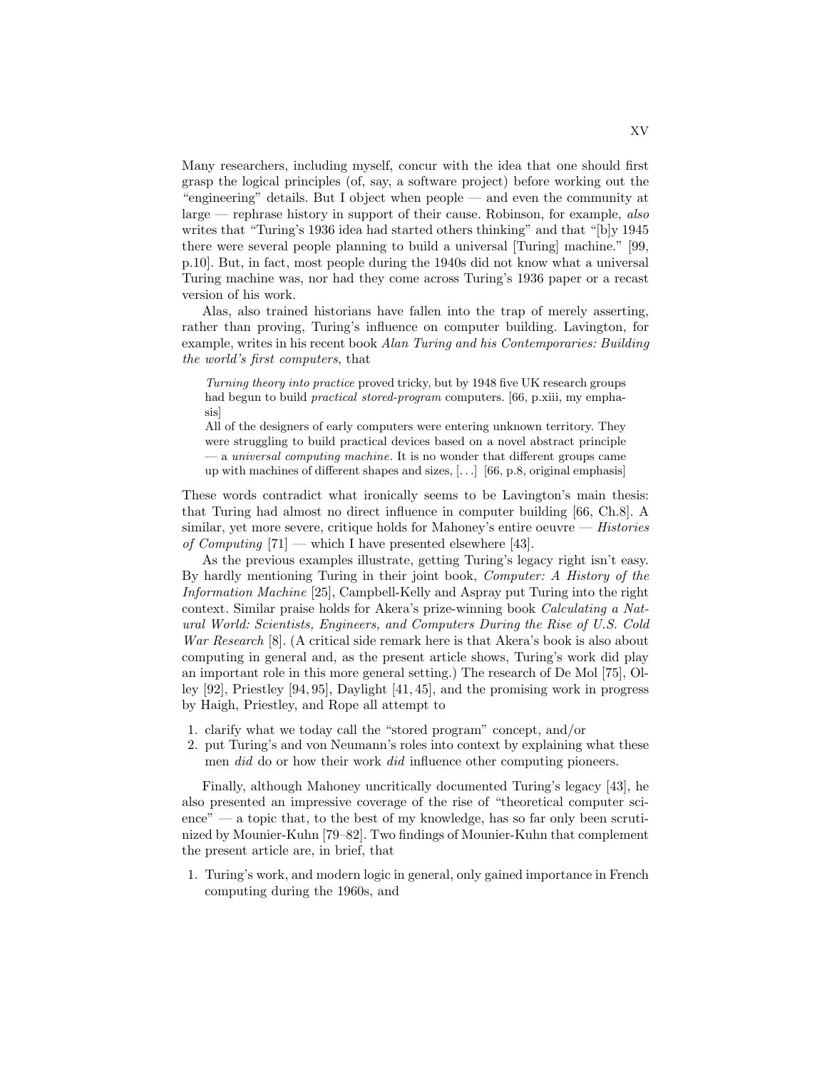Many researchers, including myself, concur with the idea that one should first grasp the logical principles (of, say, a software project) before working out the "engineering" details. But I object when people — and even the community at large — rephrase history in support of their cause. Robinson, for example, *also* writes that "Turing's 1936 idea had started others thinking" and that "[b]y 1945 there were several people planning to build a universal [Turing] machine." [99, p.10]. But, in fact, most people during the 1940s did not know what a universal Turing machine was, nor had they come across Turing's 1936 paper or a recast version of his work.

Alas, also trained historians have fallen into the trap of merely asserting, rather than proving, Turing's influence on computer building. Lavington, for example, writes in his recent book *Alan Turing and his Contemporaries: Building the world's first computers*, that

> *Turning theory into practice* proved tricky, but by 1948 five UK research groups had begun to build *practical stored-program* computers. [66, p.xiii, my emphasis]
>
> All of the designers of early computers were entering unknown territory. They were struggling to build practical devices based on a novel abstract principle — a *universal computing machine*. It is no wonder that different groups came up with machines of different shapes and sizes, [. . .] [66, p.8, original emphasis]

These words contradict what ironically seems to be Lavington's main thesis: that Turing had almost no direct influence in computer building [66, Ch.8]. A similar, yet more severe, critique holds for Mahoney's entire oeuvre — *Histories of Computing* [71] — which I have presented elsewhere [43].

As the previous examples illustrate, getting Turing's legacy right isn't easy. By hardly mentioning Turing in their joint book, *Computer: A History of the Information Machine* [25], Campbell-Kelly and Aspray put Turing into the right context. Similar praise holds for Akera's prize-winning book *Calculating a Natural World: Scientists, Engineers, and Computers During the Rise of U.S. Cold War Research* [8]. (A critical side remark here is that Akera's book is also about computing in general and, as the present article shows, Turing's work did play an important role in this more general setting.) The research of De Mol [75], Olley [92], Priestley [94, 95], Daylight [41, 45], and the promising work in progress by Haigh, Priestley, and Rope all attempt to

1. clarify what we today call the "stored program" concept, and/or
2. put Turing's and von Neumann's roles into context by explaining what these men *did* do or how their work *did* influence other computing pioneers.

Finally, although Mahoney uncritically documented Turing's legacy [43], he also presented an impressive coverage of the rise of "theoretical computer science" — a topic that, to the best of my knowledge, has so far only been scrutinized by Mounier-Kuhn [79–82]. Two findings of Mounier-Kuhn that complement the present article are, in brief, that

1. Turing's work, and modern logic in general, only gained importance in French computing during the 1960s, and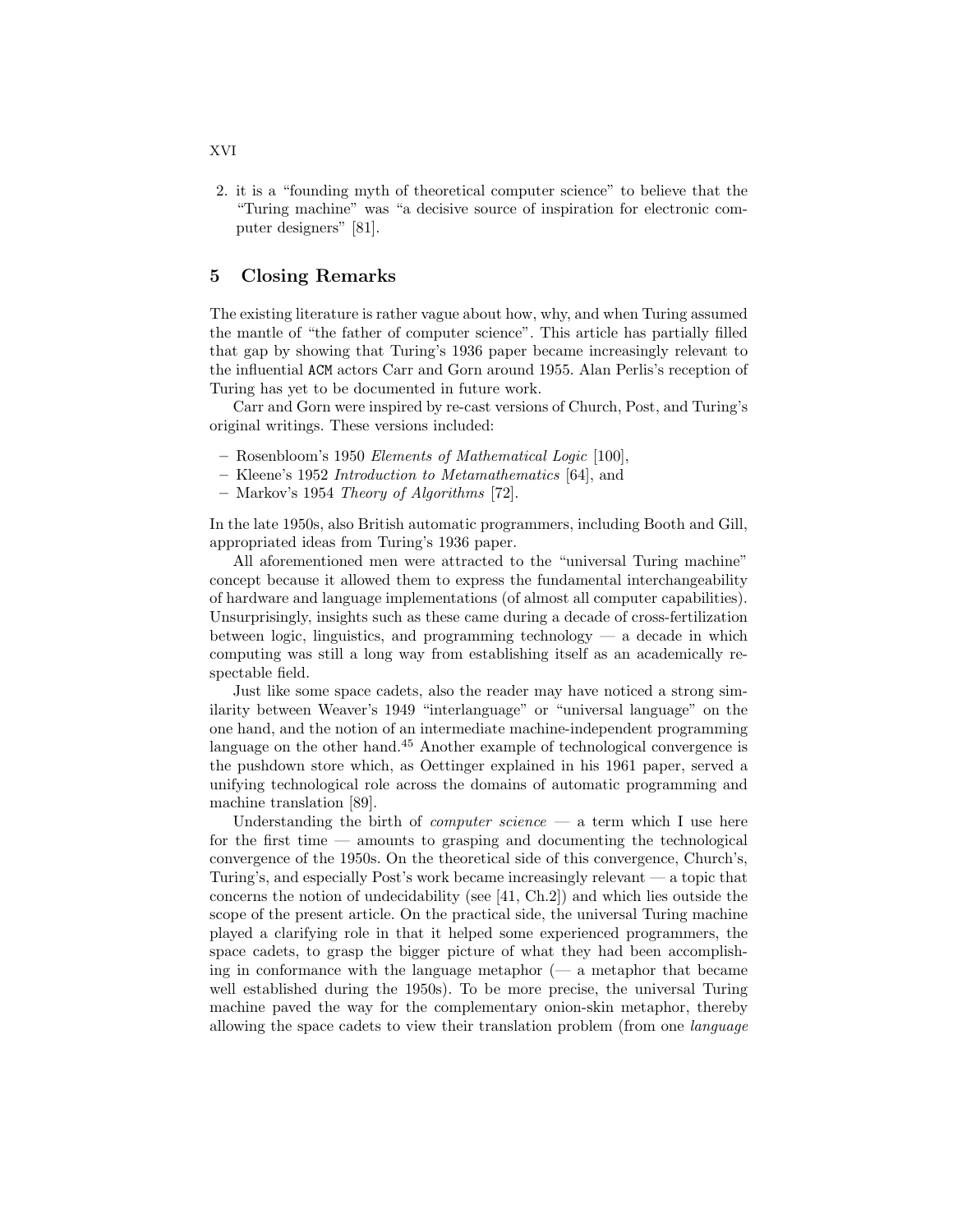2. it is a "founding myth of theoretical computer science" to believe that the "Turing machine" was "a decisive source of inspiration for electronic computer designers" [81].

## 5 Closing Remarks

The existing literature is rather vague about how, why, and when Turing assumed the mantle of "the father of computer science". This article has partially filled that gap by showing that Turing's 1936 paper became increasingly relevant to the influential ACM actors Carr and Gorn around 1955. Alan Perlis's reception of Turing has yet to be documented in future work.

Carr and Gorn were inspired by re-cast versions of Church, Post, and Turing's original writings. These versions included:

- Rosenbloom's 1950 *Elements of Mathematical Logic* [100],
- Kleene's 1952 *Introduction to Metamathematics* [64], and
- Markov's 1954 *Theory of Algorithms* [72].

In the late 1950s, also British automatic programmers, including Booth and Gill, appropriated ideas from Turing's 1936 paper.

All aforementioned men were attracted to the "universal Turing machine" concept because it allowed them to express the fundamental interchangeability of hardware and language implementations (of almost all computer capabilities). Unsurprisingly, insights such as these came during a decade of cross-fertilization between logic, linguistics, and programming technology — a decade in which computing was still a long way from establishing itself as an academically respectable field.

Just like some space cadets, also the reader may have noticed a strong similarity between Weaver's 1949 "interlanguage" or "universal language" on the one hand, and the notion of an intermediate machine-independent programming language on the other hand.[45] Another example of technological convergence is the pushdown store which, as Oettinger explained in his 1961 paper, served a unifying technological role across the domains of automatic programming and machine translation [89].

Understanding the birth of *computer science* — a term which I use here for the first time — amounts to grasping and documenting the technological convergence of the 1950s. On the theoretical side of this convergence, Church's, Turing's, and especially Post's work became increasingly relevant — a topic that concerns the notion of undecidability (see [41, Ch.2]) and which lies outside the scope of the present article. On the practical side, the universal Turing machine played a clarifying role in that it helped some experienced programmers, the space cadets, to grasp the bigger picture of what they had been accomplishing in conformance with the language metaphor (— a metaphor that became well established during the 1950s). To be more precise, the universal Turing machine paved the way for the complementary onion-skin metaphor, thereby allowing the space cadets to view their translation problem (from one *language*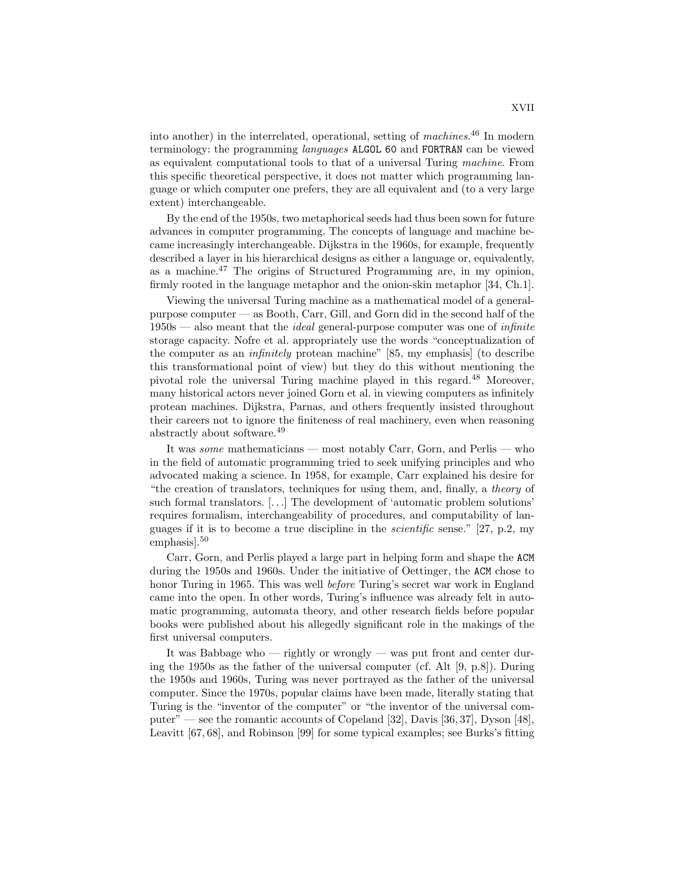into another) in the interrelated, operational, setting of *machines*.[46] In modern terminology: the programming *languages* ALGOL 60 and FORTRAN can be viewed as equivalent computational tools to that of a universal Turing *machine*. From this specific theoretical perspective, it does not matter which programming language or which computer one prefers, they are all equivalent and (to a very large extent) interchangeable.

By the end of the 1950s, two metaphorical seeds had thus been sown for future advances in computer programming. The concepts of language and machine became increasingly interchangeable. Dijkstra in the 1960s, for example, frequently described a layer in his hierarchical designs as either a language or, equivalently, as a machine.[47] The origins of Structured Programming are, in my opinion, firmly rooted in the language metaphor and the onion-skin metaphor [34, Ch.1].

Viewing the universal Turing machine as a mathematical model of a general-purpose computer — as Booth, Carr, Gill, and Gorn did in the second half of the 1950s — also meant that the *ideal* general-purpose computer was one of *infinite* storage capacity. Nofre et al. appropriately use the words "conceptualization of the computer as an *infinitely* protean machine" [85, my emphasis] (to describe this transformational point of view) but they do this without mentioning the pivotal role the universal Turing machine played in this regard.[48] Moreover, many historical actors never joined Gorn et al. in viewing computers as infinitely protean machines. Dijkstra, Parnas, and others frequently insisted throughout their careers not to ignore the finiteness of real machinery, even when reasoning abstractly about software.[49]

It was *some* mathematicians — most notably Carr, Gorn, and Perlis — who in the field of automatic programming tried to seek unifying principles and who advocated making a science. In 1958, for example, Carr explained his desire for "the creation of translators, techniques for using them, and, finally, a *theory* of such formal translators. [...] The development of 'automatic problem solutions' requires formalism, interchangeability of procedures, and computability of languages if it is to become a true discipline in the *scientific* sense." [27, p.2, my emphasis].[50]

Carr, Gorn, and Perlis played a large part in helping form and shape the ACM during the 1950s and 1960s. Under the initiative of Oettinger, the ACM chose to honor Turing in 1965. This was well *before* Turing's secret war work in England came into the open. In other words, Turing's influence was already felt in automatic programming, automata theory, and other research fields before popular books were published about his allegedly significant role in the makings of the first universal computers.

It was Babbage who — rightly or wrongly — was put front and center during the 1950s as the father of the universal computer (cf. Alt [9, p.8]). During the 1950s and 1960s, Turing was never portrayed as the father of the universal computer. Since the 1970s, popular claims have been made, literally stating that Turing is the "inventor of the computer" or "the inventor of the universal computer" — see the romantic accounts of Copeland [32], Davis [36, 37], Dyson [48], Leavitt [67, 68], and Robinson [99] for some typical examples; see Burks's fitting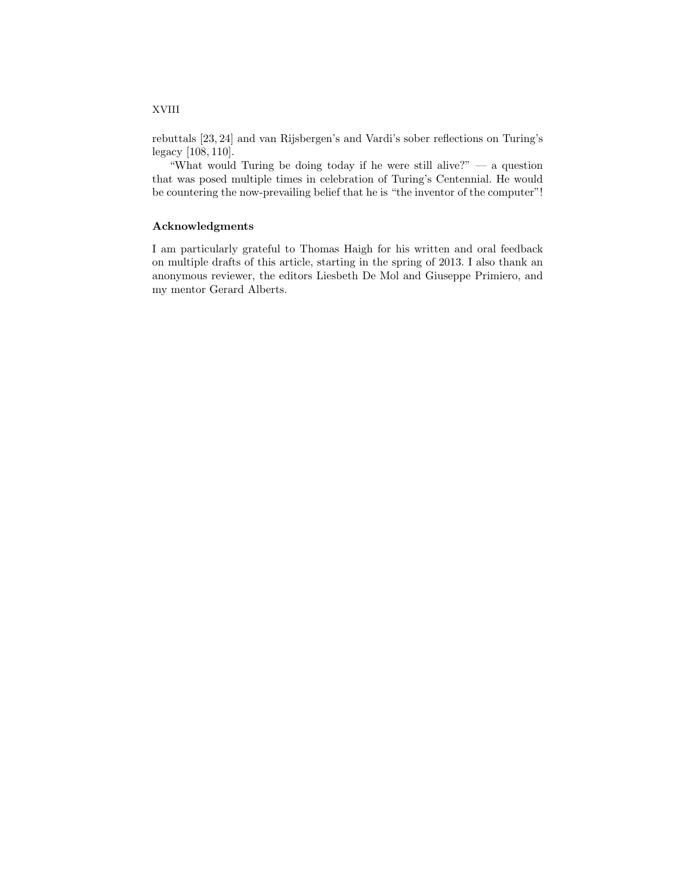rebuttals [23, 24] and van Rijsbergen's and Vardi's sober reflections on Turing's legacy [108, 110].

"What would Turing be doing today if he were still alive?" — a question that was posed multiple times in celebration of Turing's Centennial. He would be countering the now-prevailing belief that he is "the inventor of the computer"!

## Acknowledgments

I am particularly grateful to Thomas Haigh for his written and oral feedback on multiple drafts of this article, starting in the spring of 2013. I also thank an anonymous reviewer, the editors Liesbeth De Mol and Giuseppe Primiero, and my mentor Gerard Alberts.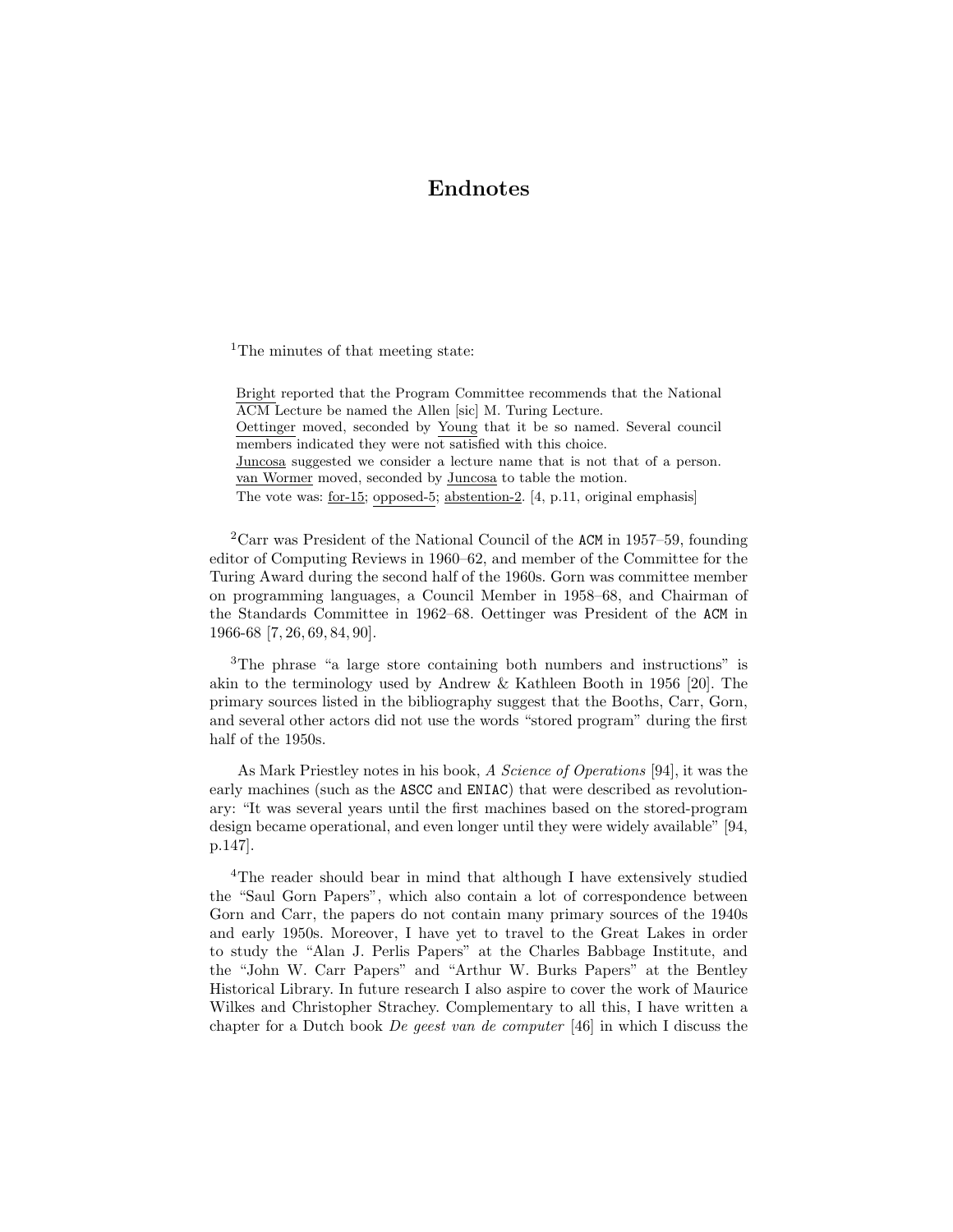# Endnotes

[1]The minutes of that meeting state:

> Bright reported that the Program Committee recommends that the National ACM Lecture be named the Allen [sic] M. Turing Lecture.
> Oettinger moved, seconded by Young that it be so named. Several council members indicated they were not satisfied with this choice.
> Juncosa suggested we consider a lecture name that is not that of a person.
> van Wormer moved, seconded by Juncosa to table the motion.
> The vote was: for-15; opposed-5; abstention-2. [4, p.11, original emphasis]

[2]Carr was President of the National Council of the ACM in 1957–59, founding editor of Computing Reviews in 1960–62, and member of the Committee for the Turing Award during the second half of the 1960s. Gorn was committee member on programming languages, a Council Member in 1958–68, and Chairman of the Standards Committee in 1962–68. Oettinger was President of the ACM in 1966-68 [7, 26, 69, 84, 90].

[3]The phrase "a large store containing both numbers and instructions" is akin to the terminology used by Andrew & Kathleen Booth in 1956 [20]. The primary sources listed in the bibliography suggest that the Booths, Carr, Gorn, and several other actors did not use the words "stored program" during the first half of the 1950s.

As Mark Priestley notes in his book, *A Science of Operations* [94], it was the early machines (such as the ASCC and ENIAC) that were described as revolutionary: "It was several years until the first machines based on the stored-program design became operational, and even longer until they were widely available" [94, p.147].

[4]The reader should bear in mind that although I have extensively studied the "Saul Gorn Papers", which also contain a lot of correspondence between Gorn and Carr, the papers do not contain many primary sources of the 1940s and early 1950s. Moreover, I have yet to travel to the Great Lakes in order to study the "Alan J. Perlis Papers" at the Charles Babbage Institute, and the "John W. Carr Papers" and "Arthur W. Burks Papers" at the Bentley Historical Library. In future research I also aspire to cover the work of Maurice Wilkes and Christopher Strachey. Complementary to all this, I have written a chapter for a Dutch book *De geest van de computer* [46] in which I discuss the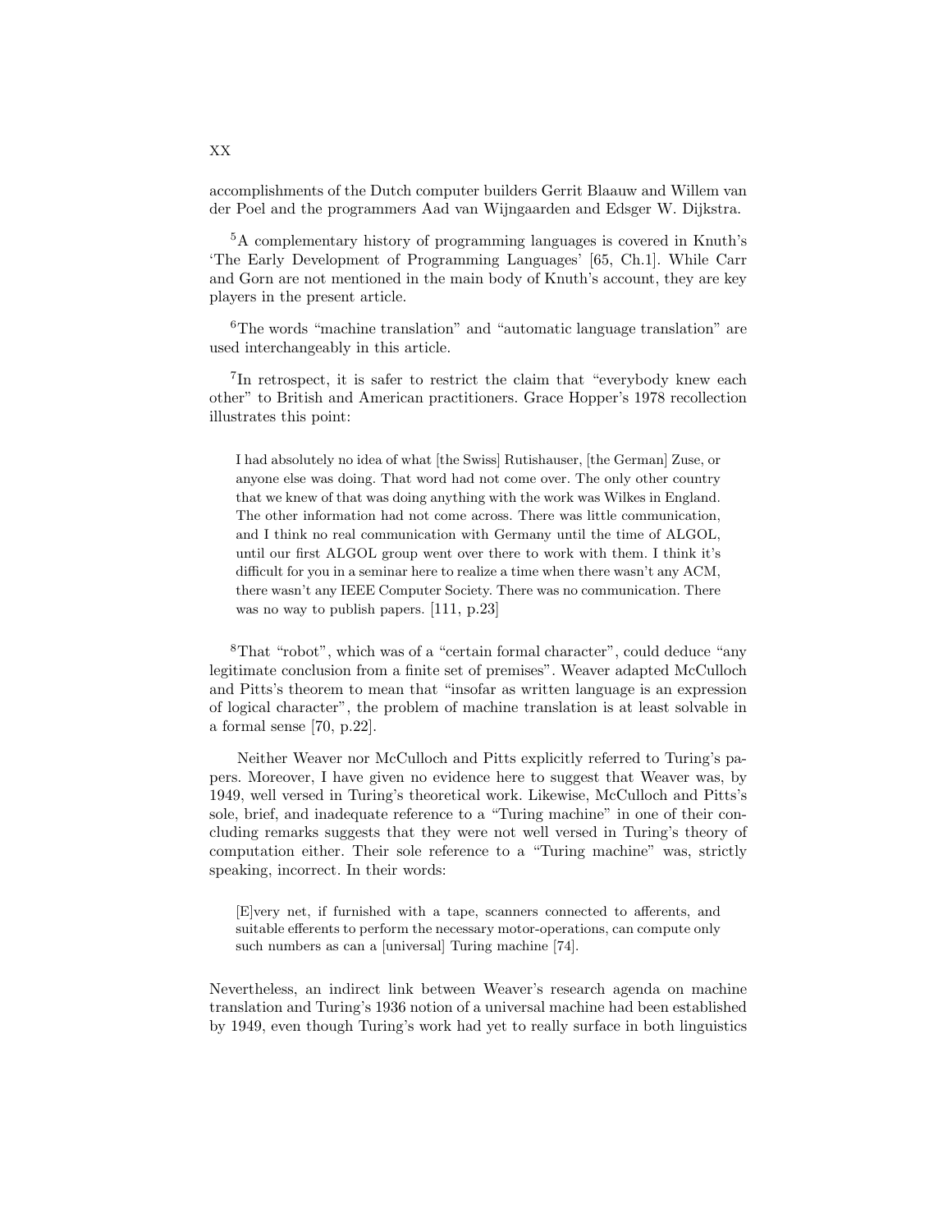accomplishments of the Dutch computer builders Gerrit Blaauw and Willem van der Poel and the programmers Aad van Wijngaarden and Edsger W. Dijkstra.

[5]A complementary history of programming languages is covered in Knuth's 'The Early Development of Programming Languages' [65, Ch.1]. While Carr and Gorn are not mentioned in the main body of Knuth's account, they are key players in the present article.

[6]The words "machine translation" and "automatic language translation" are used interchangeably in this article.

[7]In retrospect, it is safer to restrict the claim that "everybody knew each other" to British and American practitioners. Grace Hopper's 1978 recollection illustrates this point:

> I had absolutely no idea of what [the Swiss] Rutishauser, [the German] Zuse, or anyone else was doing. That word had not come over. The only other country that we knew of that was doing anything with the work was Wilkes in England. The other information had not come across. There was little communication, and I think no real communication with Germany until the time of ALGOL, until our first ALGOL group went over there to work with them. I think it's difficult for you in a seminar here to realize a time when there wasn't any ACM, there wasn't any IEEE Computer Society. There was no communication. There was no way to publish papers. [111, p.23]

[8]That "robot", which was of a "certain formal character", could deduce "any legitimate conclusion from a finite set of premises". Weaver adapted McCulloch and Pitts's theorem to mean that "insofar as written language is an expression of logical character", the problem of machine translation is at least solvable in a formal sense [70, p.22].

Neither Weaver nor McCulloch and Pitts explicitly referred to Turing's papers. Moreover, I have given no evidence here to suggest that Weaver was, by 1949, well versed in Turing's theoretical work. Likewise, McCulloch and Pitts's sole, brief, and inadequate reference to a "Turing machine" in one of their concluding remarks suggests that they were not well versed in Turing's theory of computation either. Their sole reference to a "Turing machine" was, strictly speaking, incorrect. In their words:

> [E]very net, if furnished with a tape, scanners connected to afferents, and suitable efferents to perform the necessary motor-operations, can compute only such numbers as can a [universal] Turing machine [74].

Nevertheless, an indirect link between Weaver's research agenda on machine translation and Turing's 1936 notion of a universal machine had been established by 1949, even though Turing's work had yet to really surface in both linguistics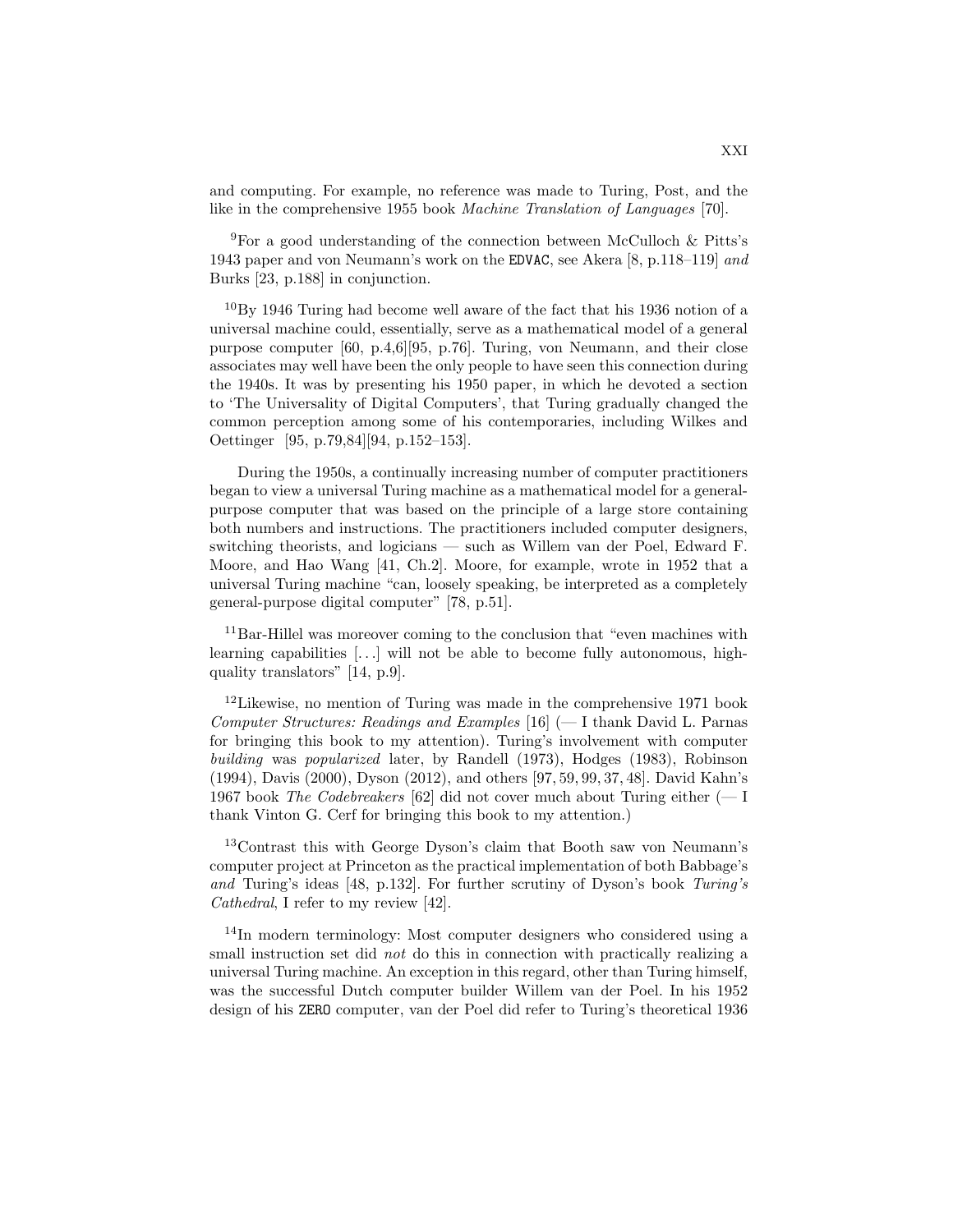and computing. For example, no reference was made to Turing, Post, and the like in the comprehensive 1955 book *Machine Translation of Languages* [70].

[9]For a good understanding of the connection between McCulloch & Pitts's 1943 paper and von Neumann's work on the `EDVAC`, see Akera [8, p.118–119] *and* Burks [23, p.188] in conjunction.

[10]By 1946 Turing had become well aware of the fact that his 1936 notion of a universal machine could, essentially, serve as a mathematical model of a general purpose computer [60, p.4,6][95, p.76]. Turing, von Neumann, and their close associates may well have been the only people to have seen this connection during the 1940s. It was by presenting his 1950 paper, in which he devoted a section to 'The Universality of Digital Computers', that Turing gradually changed the common perception among some of his contemporaries, including Wilkes and Oettinger [95, p.79,84][94, p.152–153].

During the 1950s, a continually increasing number of computer practitioners began to view a universal Turing machine as a mathematical model for a general-purpose computer that was based on the principle of a large store containing both numbers and instructions. The practitioners included computer designers, switching theorists, and logicians — such as Willem van der Poel, Edward F. Moore, and Hao Wang [41, Ch.2]. Moore, for example, wrote in 1952 that a universal Turing machine "can, loosely speaking, be interpreted as a completely general-purpose digital computer" [78, p.51].

[11]Bar-Hillel was moreover coming to the conclusion that "even machines with learning capabilities [...] will not be able to become fully autonomous, high-quality translators" [14, p.9].

[12]Likewise, no mention of Turing was made in the comprehensive 1971 book *Computer Structures: Readings and Examples* [16] (— I thank David L. Parnas for bringing this book to my attention). Turing's involvement with computer *building* was *popularized* later, by Randell (1973), Hodges (1983), Robinson (1994), Davis (2000), Dyson (2012), and others [97, 59, 99, 37, 48]. David Kahn's 1967 book *The Codebreakers* [62] did not cover much about Turing either (— I thank Vinton G. Cerf for bringing this book to my attention.)

[13]Contrast this with George Dyson's claim that Booth saw von Neumann's computer project at Princeton as the practical implementation of both Babbage's *and* Turing's ideas [48, p.132]. For further scrutiny of Dyson's book *Turing's Cathedral*, I refer to my review [42].

[14]In modern terminology: Most computer designers who considered using a small instruction set did *not* do this in connection with practically realizing a universal Turing machine. An exception in this regard, other than Turing himself, was the successful Dutch computer builder Willem van der Poel. In his 1952 design of his `ZERO` computer, van der Poel did refer to Turing's theoretical 1936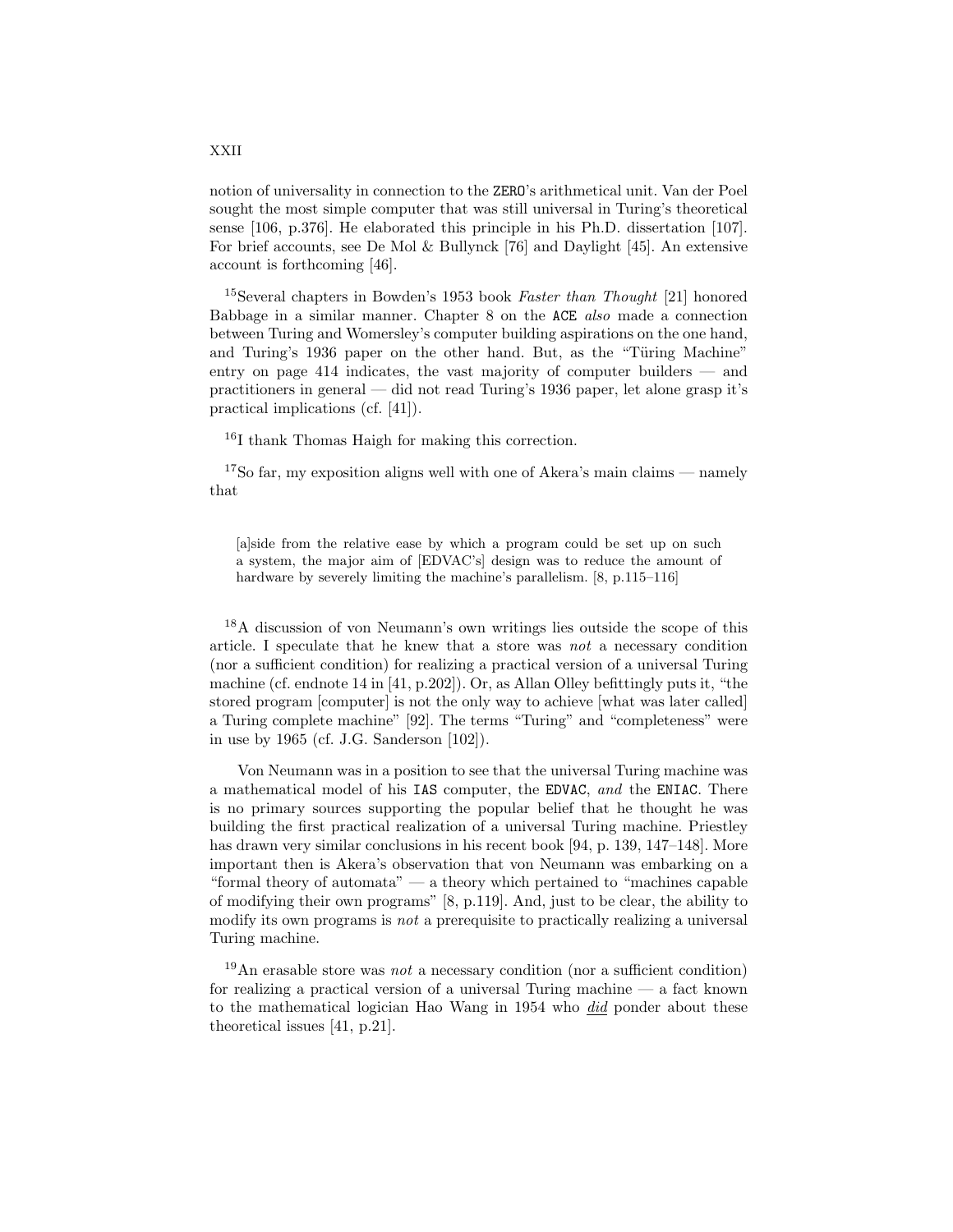notion of universality in connection to the `ZERO`'s arithmetical unit. Van der Poel sought the most simple computer that was still universal in Turing's theoretical sense [106, p.376]. He elaborated this principle in his Ph.D. dissertation [107]. For brief accounts, see De Mol & Bullynck [76] and Daylight [45]. An extensive account is forthcoming [46].

[15]Several chapters in Bowden's 1953 book *Faster than Thought* [21] honored Babbage in a similar manner. Chapter 8 on the `ACE` *also* made a connection between Turing and Womersley's computer building aspirations on the one hand, and Turing's 1936 paper on the other hand. But, as the "Tϋring Machine" entry on page 414 indicates, the vast majority of computer builders — and practitioners in general — did not read Turing's 1936 paper, let alone grasp it's practical implications (cf. [41]).

[16]I thank Thomas Haigh for making this correction.

[17]So far, my exposition aligns well with one of Akera's main claims — namely that

> [a]side from the relative ease by which a program could be set up on such a system, the major aim of [EDVAC's] design was to reduce the amount of hardware by severely limiting the machine's parallelism. [8, p.115–116]

[18]A discussion of von Neumann's own writings lies outside the scope of this article. I speculate that he knew that a store was *not* a necessary condition (nor a sufficient condition) for realizing a practical version of a universal Turing machine (cf. endnote 14 in [41, p.202]). Or, as Allan Olley befittingly puts it, "the stored program [computer] is not the only way to achieve [what was later called] a Turing complete machine" [92]. The terms "Turing" and "completeness" were in use by 1965 (cf. J.G. Sanderson [102]).

Von Neumann was in a position to see that the universal Turing machine was a mathematical model of his `IAS` computer, the `EDVAC`, *and* the `ENIAC`. There is no primary sources supporting the popular belief that he thought he was building the first practical realization of a universal Turing machine. Priestley has drawn very similar conclusions in his recent book [94, p. 139, 147–148]. More important then is Akera's observation that von Neumann was embarking on a "formal theory of automata" — a theory which pertained to "machines capable of modifying their own programs" [8, p.119]. And, just to be clear, the ability to modify its own programs is *not* a prerequisite to practically realizing a universal Turing machine.

[19]An erasable store was *not* a necessary condition (nor a sufficient condition) for realizing a practical version of a universal Turing machine — a fact known to the mathematical logician Hao Wang in 1954 who ***did*** ponder about these theoretical issues [41, p.21].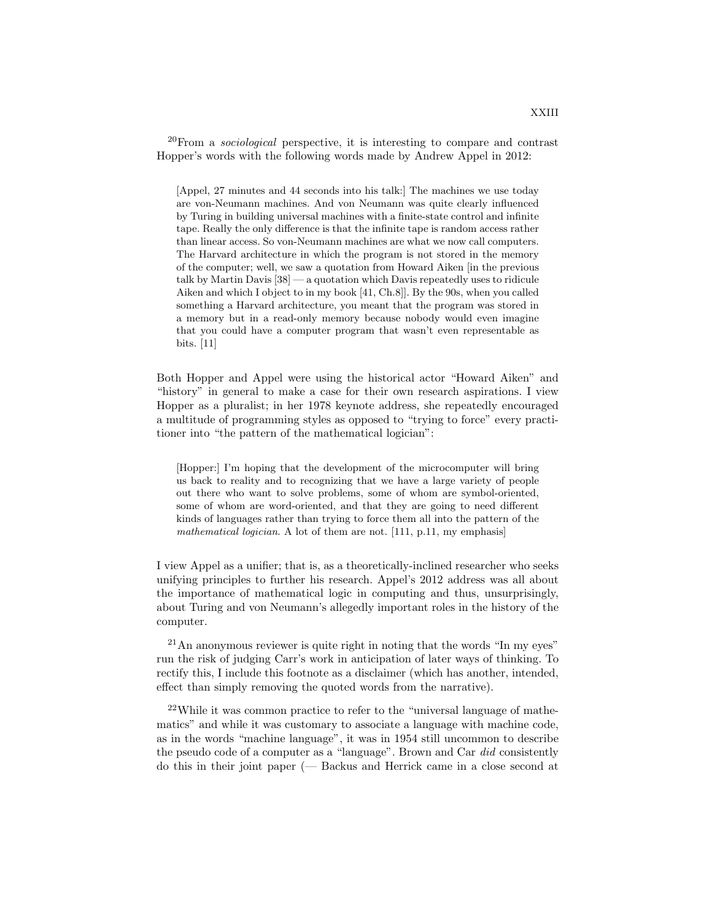[20]From a *sociological* perspective, it is interesting to compare and contrast Hopper's words with the following words made by Andrew Appel in 2012:

> [Appel, 27 minutes and 44 seconds into his talk:] The machines we use today are von-Neumann machines. And von Neumann was quite clearly influenced by Turing in building universal machines with a finite-state control and infinite tape. Really the only difference is that the infinite tape is random access rather than linear access. So von-Neumann machines are what we now call computers. The Harvard architecture in which the program is not stored in the memory of the computer; well, we saw a quotation from Howard Aiken [in the previous talk by Martin Davis [38] — a quotation which Davis repeatedly uses to ridicule Aiken and which I object to in my book [41, Ch.8]]. By the 90s, when you called something a Harvard architecture, you meant that the program was stored in a memory but in a read-only memory because nobody would even imagine that you could have a computer program that wasn't even representable as bits. [11]

Both Hopper and Appel were using the historical actor "Howard Aiken" and "history" in general to make a case for their own research aspirations. I view Hopper as a pluralist; in her 1978 keynote address, she repeatedly encouraged a multitude of programming styles as opposed to "trying to force" every practitioner into "the pattern of the mathematical logician":

> [Hopper:] I'm hoping that the development of the microcomputer will bring us back to reality and to recognizing that we have a large variety of people out there who want to solve problems, some of whom are symbol-oriented, some of whom are word-oriented, and that they are going to need different kinds of languages rather than trying to force them all into the pattern of the *mathematical logician*. A lot of them are not. [111, p.11, my emphasis]

I view Appel as a unifier; that is, as a theoretically-inclined researcher who seeks unifying principles to further his research. Appel's 2012 address was all about the importance of mathematical logic in computing and thus, unsurprisingly, about Turing and von Neumann's allegedly important roles in the history of the computer.

[21]An anonymous reviewer is quite right in noting that the words "In my eyes" run the risk of judging Carr's work in anticipation of later ways of thinking. To rectify this, I include this footnote as a disclaimer (which has another, intended, effect than simply removing the quoted words from the narrative).

[22]While it was common practice to refer to the "universal language of mathematics" and while it was customary to associate a language with machine code, as in the words "machine language", it was in 1954 still uncommon to describe the pseudo code of a computer as a "language". Brown and Car *did* consistently do this in their joint paper (— Backus and Herrick came in a close second at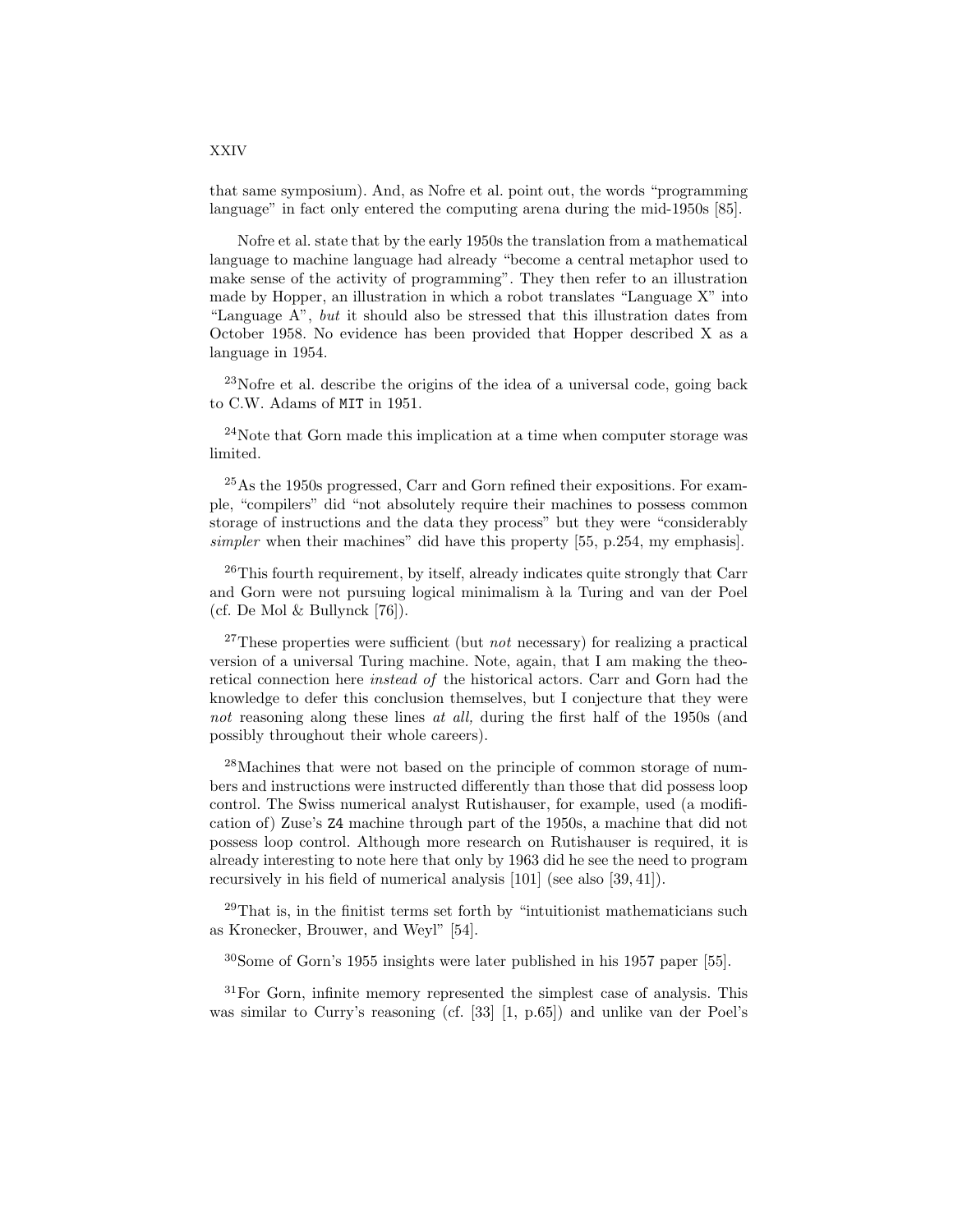that same symposium). And, as Nofre et al. point out, the words "programming language" in fact only entered the computing arena during the mid-1950s [85].

Nofre et al. state that by the early 1950s the translation from a mathematical language to machine language had already "become a central metaphor used to make sense of the activity of programming". They then refer to an illustration made by Hopper, an illustration in which a robot translates "Language X" into "Language A", *but* it should also be stressed that this illustration dates from October 1958. No evidence has been provided that Hopper described X as a language in 1954.

[23]Nofre et al. describe the origins of the idea of a universal code, going back to C.W. Adams of MIT in 1951.

[24]Note that Gorn made this implication at a time when computer storage was limited.

[25]As the 1950s progressed, Carr and Gorn refined their expositions. For example, "compilers" did "not absolutely require their machines to possess common storage of instructions and the data they process" but they were "considerably *simpler* when their machines" did have this property [55, p.254, my emphasis].

[26]This fourth requirement, by itself, already indicates quite strongly that Carr and Gorn were not pursuing logical minimalism à la Turing and van der Poel (cf. De Mol & Bullynck [76]).

[27]These properties were sufficient (but *not* necessary) for realizing a practical version of a universal Turing machine. Note, again, that I am making the theoretical connection here *instead of* the historical actors. Carr and Gorn had the knowledge to defer this conclusion themselves, but I conjecture that they were *not* reasoning along these lines *at all,* during the first half of the 1950s (and possibly throughout their whole careers).

[28]Machines that were not based on the principle of common storage of numbers and instructions were instructed differently than those that did possess loop control. The Swiss numerical analyst Rutishauser, for example, used (a modification of) Zuse's Z4 machine through part of the 1950s, a machine that did not possess loop control. Although more research on Rutishauser is required, it is already interesting to note here that only by 1963 did he see the need to program recursively in his field of numerical analysis [101] (see also [39, 41]).

[29]That is, in the finitist terms set forth by "intuitionist mathematicians such as Kronecker, Brouwer, and Weyl" [54].

[30]Some of Gorn's 1955 insights were later published in his 1957 paper [55].

[31]For Gorn, infinite memory represented the simplest case of analysis. This was similar to Curry's reasoning (cf. [33] [1, p.65]) and unlike van der Poel's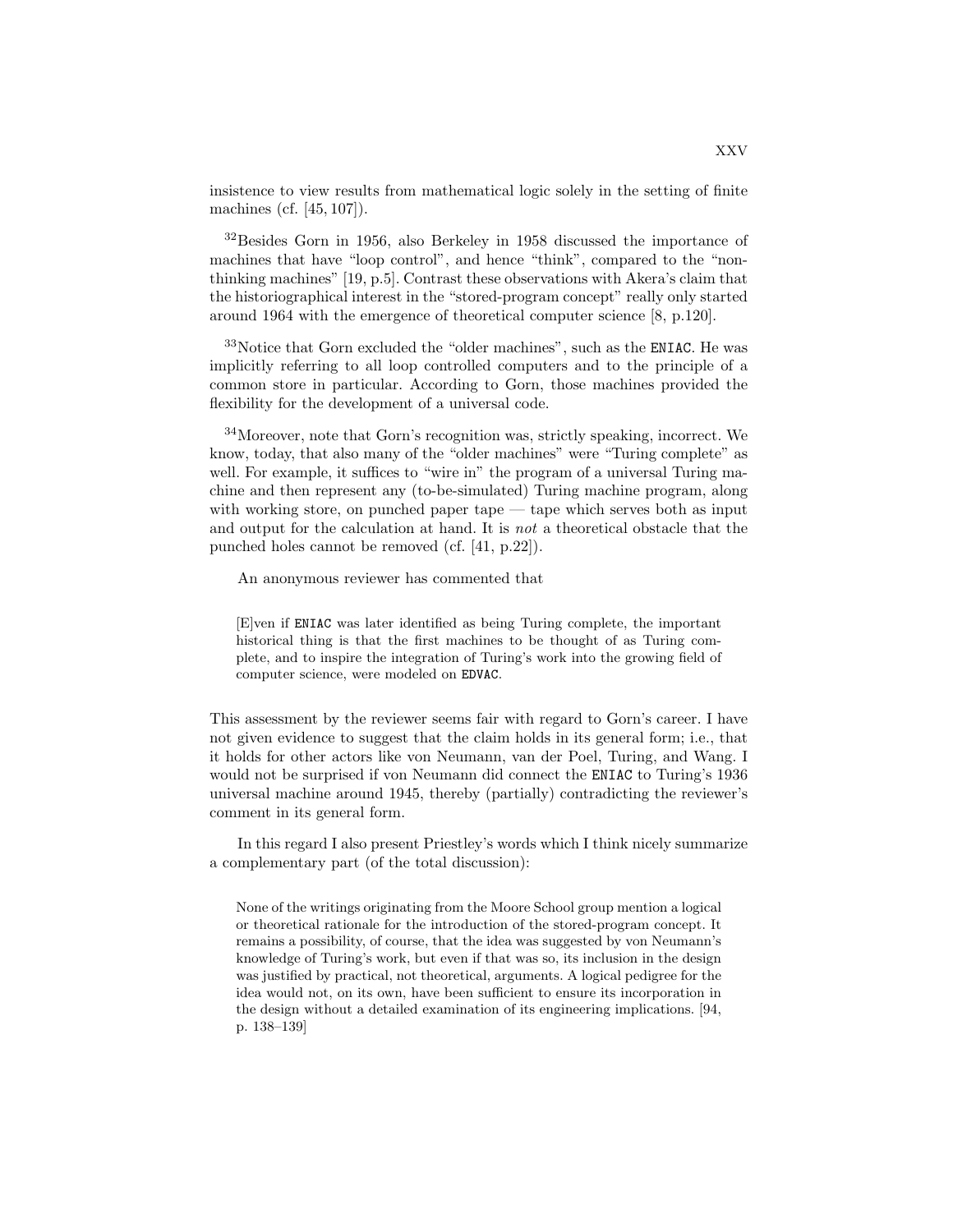insistence to view results from mathematical logic solely in the setting of finite machines (cf. [45, 107]).

[32]Besides Gorn in 1956, also Berkeley in 1958 discussed the importance of machines that have "loop control", and hence "think", compared to the "non-thinking machines" [19, p.5]. Contrast these observations with Akera's claim that the historiographical interest in the "stored-program concept" really only started around 1964 with the emergence of theoretical computer science [8, p.120].

[33]Notice that Gorn excluded the "older machines", such as the `ENIAC`. He was implicitly referring to all loop controlled computers and to the principle of a common store in particular. According to Gorn, those machines provided the flexibility for the development of a universal code.

[34]Moreover, note that Gorn's recognition was, strictly speaking, incorrect. We know, today, that also many of the "older machines" were "Turing complete" as well. For example, it suffices to "wire in" the program of a universal Turing machine and then represent any (to-be-simulated) Turing machine program, along with working store, on punched paper tape — tape which serves both as input and output for the calculation at hand. It is *not* a theoretical obstacle that the punched holes cannot be removed (cf. [41, p.22]).

An anonymous reviewer has commented that

> [E]ven if `ENIAC` was later identified as being Turing complete, the important historical thing is that the first machines to be thought of as Turing complete, and to inspire the integration of Turing's work into the growing field of computer science, were modeled on `EDVAC`.

This assessment by the reviewer seems fair with regard to Gorn's career. I have not given evidence to suggest that the claim holds in its general form; i.e., that it holds for other actors like von Neumann, van der Poel, Turing, and Wang. I would not be surprised if von Neumann did connect the `ENIAC` to Turing's 1936 universal machine around 1945, thereby (partially) contradicting the reviewer's comment in its general form.

In this regard I also present Priestley's words which I think nicely summarize a complementary part (of the total discussion):

> None of the writings originating from the Moore School group mention a logical or theoretical rationale for the introduction of the stored-program concept. It remains a possibility, of course, that the idea was suggested by von Neumann's knowledge of Turing's work, but even if that was so, its inclusion in the design was justified by practical, not theoretical, arguments. A logical pedigree for the idea would not, on its own, have been sufficient to ensure its incorporation in the design without a detailed examination of its engineering implications. [94, p. 138–139]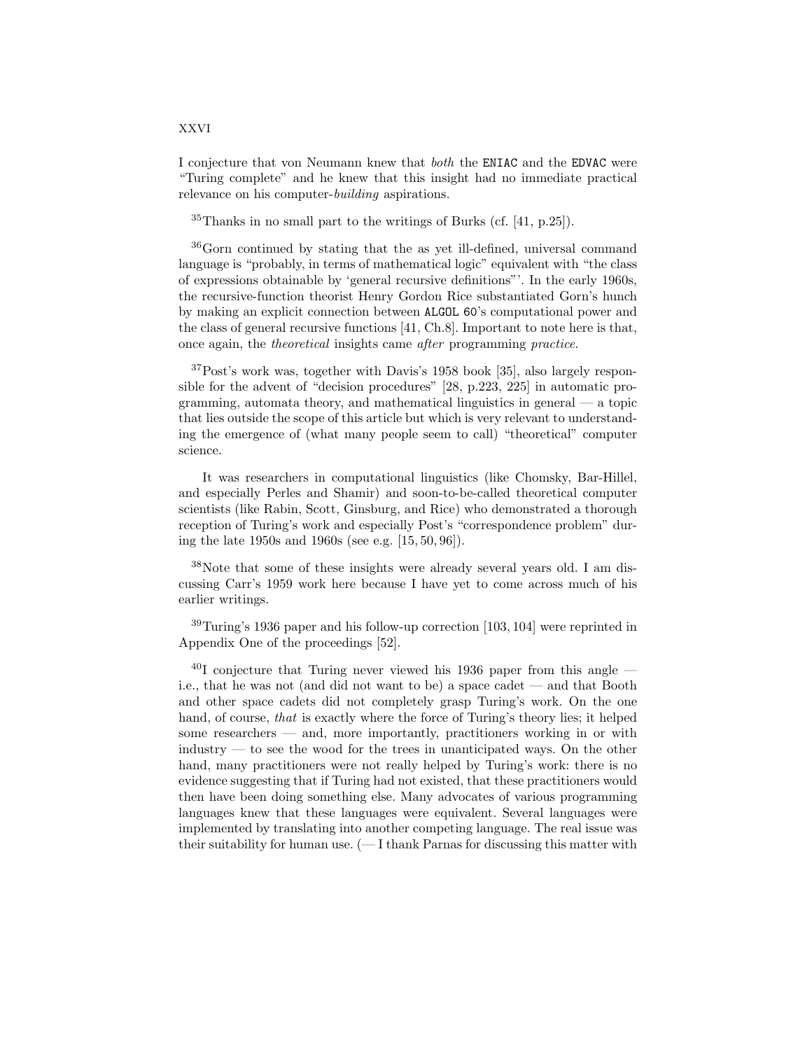I conjecture that von Neumann knew that *both* the ENIAC and the EDVAC were "Turing complete" and he knew that this insight had no immediate practical relevance on his computer-*building* aspirations.

[35]Thanks in no small part to the writings of Burks (cf. [41, p.25]).

[36]Gorn continued by stating that the as yet ill-defined, universal command language is "probably, in terms of mathematical logic" equivalent with "the class of expressions obtainable by 'general recursive definitions"'. In the early 1960s, the recursive-function theorist Henry Gordon Rice substantiated Gorn's hunch by making an explicit connection between ALGOL 60's computational power and the class of general recursive functions [41, Ch.8]. Important to note here is that, once again, the *theoretical* insights came *after* programming *practice*.

[37]Post's work was, together with Davis's 1958 book [35], also largely responsible for the advent of "decision procedures" [28, p.223, 225] in automatic programming, automata theory, and mathematical linguistics in general — a topic that lies outside the scope of this article but which is very relevant to understanding the emergence of (what many people seem to call) "theoretical" computer science.

It was researchers in computational linguistics (like Chomsky, Bar-Hillel, and especially Perles and Shamir) and soon-to-be-called theoretical computer scientists (like Rabin, Scott, Ginsburg, and Rice) who demonstrated a thorough reception of Turing's work and especially Post's "correspondence problem" during the late 1950s and 1960s (see e.g. [15, 50, 96]).

[38]Note that some of these insights were already several years old. I am discussing Carr's 1959 work here because I have yet to come across much of his earlier writings.

[39]Turing's 1936 paper and his follow-up correction [103, 104] were reprinted in Appendix One of the proceedings [52].

[40]I conjecture that Turing never viewed his 1936 paper from this angle — i.e., that he was not (and did not want to be) a space cadet — and that Booth and other space cadets did not completely grasp Turing's work. On the one hand, of course, *that* is exactly where the force of Turing's theory lies; it helped some researchers — and, more importantly, practitioners working in or with industry — to see the wood for the trees in unanticipated ways. On the other hand, many practitioners were not really helped by Turing's work: there is no evidence suggesting that if Turing had not existed, that these practitioners would then have been doing something else. Many advocates of various programming languages knew that these languages were equivalent. Several languages were implemented by translating into another competing language. The real issue was their suitability for human use. (— I thank Parnas for discussing this matter with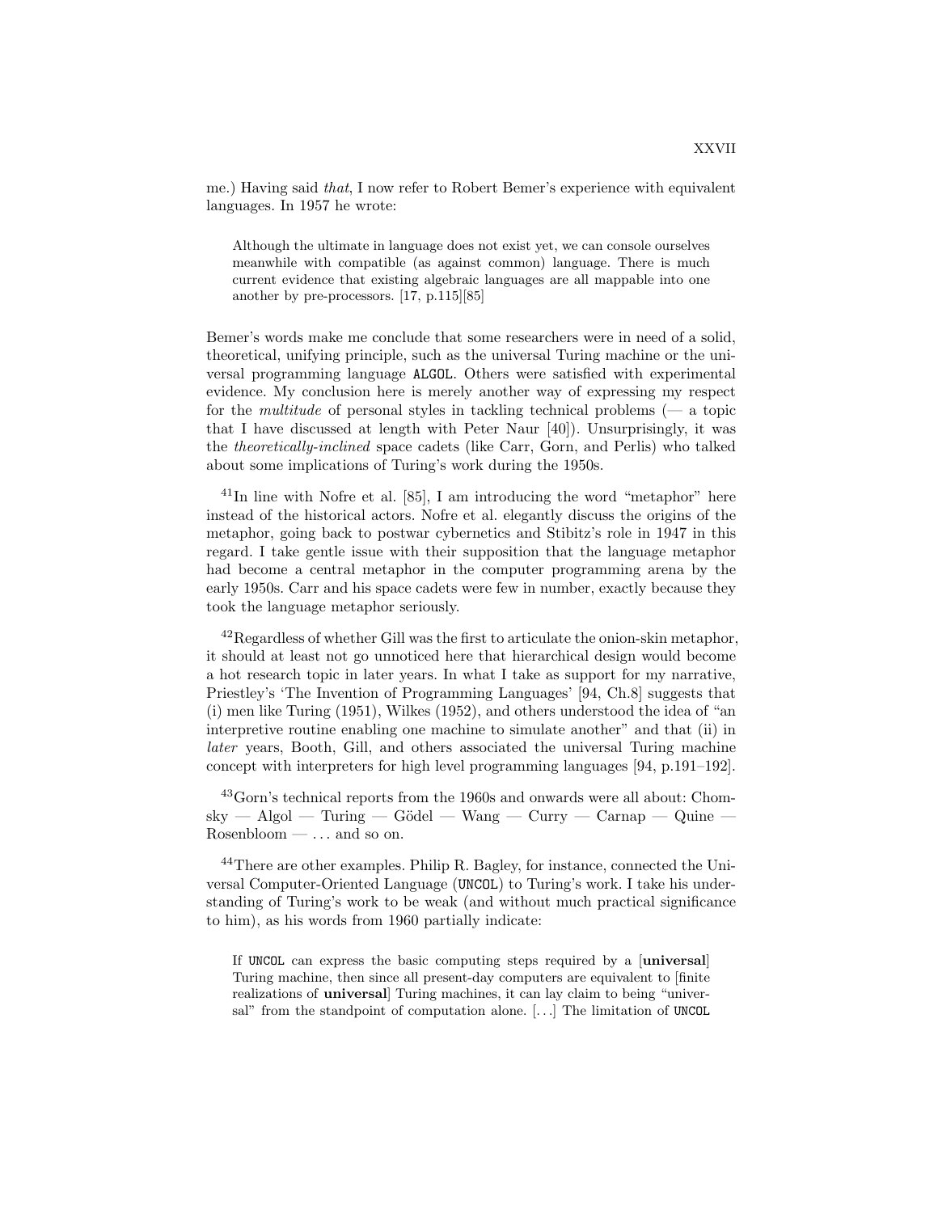me.) Having said *that*, I now refer to Robert Bemer's experience with equivalent languages. In 1957 he wrote:

> Although the ultimate in language does not exist yet, we can console ourselves meanwhile with compatible (as against common) language. There is much current evidence that existing algebraic languages are all mappable into one another by pre-processors. [17, p.115][85]

Bemer's words make me conclude that some researchers were in need of a solid, theoretical, unifying principle, such as the universal Turing machine or the universal programming language `ALGOL`. Others were satisfied with experimental evidence. My conclusion here is merely another way of expressing my respect for the *multitude* of personal styles in tackling technical problems (— a topic that I have discussed at length with Peter Naur [40]). Unsurprisingly, it was the *theoretically-inclined* space cadets (like Carr, Gorn, and Perlis) who talked about some implications of Turing's work during the 1950s.

[41] In line with Nofre et al. [85], I am introducing the word "metaphor" here instead of the historical actors. Nofre et al. elegantly discuss the origins of the metaphor, going back to postwar cybernetics and Stibitz's role in 1947 in this regard. I take gentle issue with their supposition that the language metaphor had become a central metaphor in the computer programming arena by the early 1950s. Carr and his space cadets were few in number, exactly because they took the language metaphor seriously.

[42] Regardless of whether Gill was the first to articulate the onion-skin metaphor, it should at least not go unnoticed here that hierarchical design would become a hot research topic in later years. In what I take as support for my narrative, Priestley's 'The Invention of Programming Languages' [94, Ch.8] suggests that (i) men like Turing (1951), Wilkes (1952), and others understood the idea of "an interpretive routine enabling one machine to simulate another" and that (ii) in *later* years, Booth, Gill, and others associated the universal Turing machine concept with interpreters for high level programming languages [94, p.191–192].

[43] Gorn's technical reports from the 1960s and onwards were all about: Chomsky — Algol — Turing — Gödel — Wang — Curry — Carnap — Quine — Rosenbloom — ... and so on.

[44] There are other examples. Philip R. Bagley, for instance, connected the Universal Computer-Oriented Language (`UNCOL`) to Turing's work. I take his understanding of Turing's work to be weak (and without much practical significance to him), as his words from 1960 partially indicate:

> If `UNCOL` can express the basic computing steps required by a [**universal**] Turing machine, then since all present-day computers are equivalent to [finite realizations of **universal**] Turing machines, it can lay claim to being "universal" from the standpoint of computation alone. [...] The limitation of `UNCOL`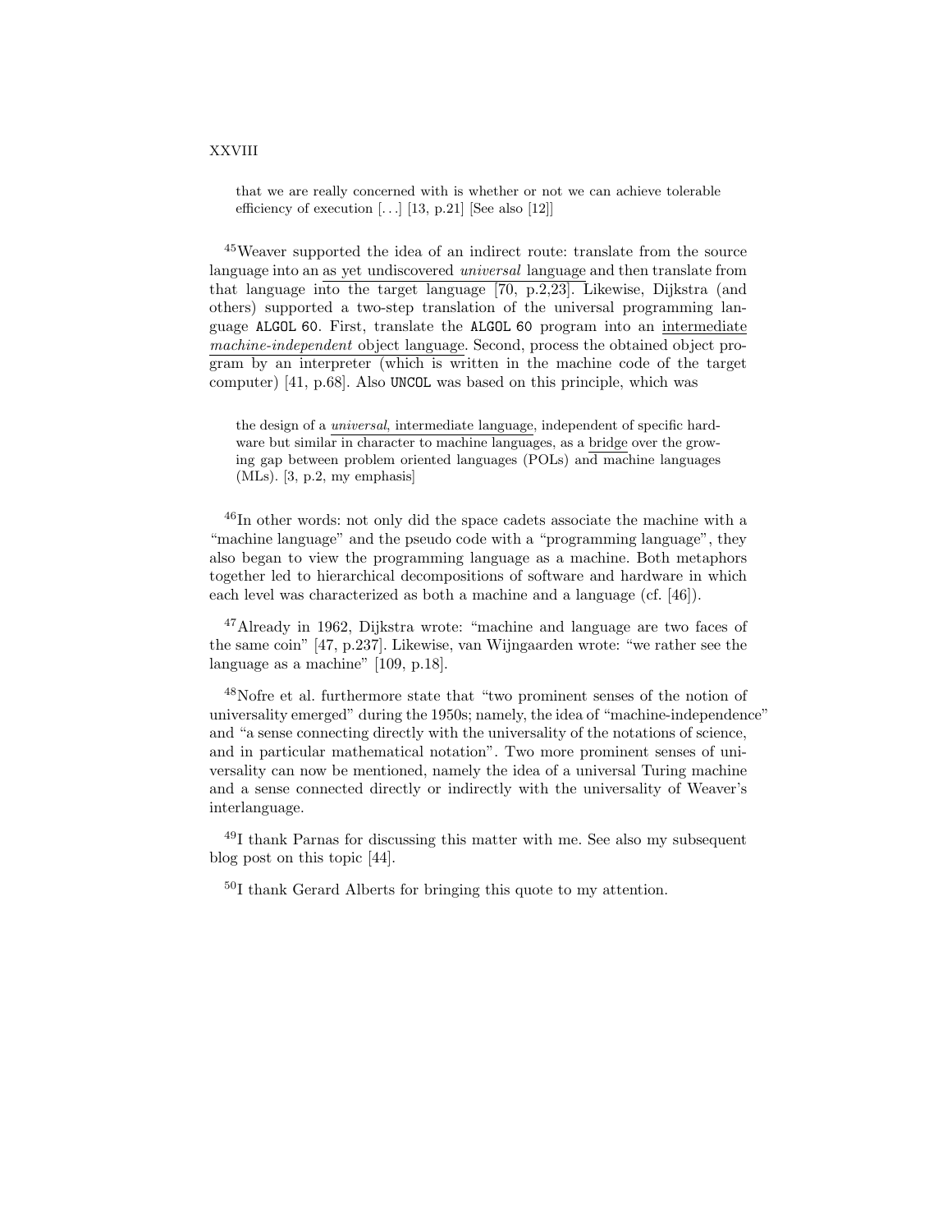> that we are really concerned with is whether or not we can achieve tolerable efficiency of execution [. . .] [13, p.21] [See also [12]]

[45]Weaver supported the idea of an indirect route: translate from the source language into an as yet undiscovered *universal* language and then translate from that language into the target language [70, p.2,23]. Likewise, Dijkstra (and others) supported a two-step translation of the universal programming language `ALGOL 60`. First, translate the `ALGOL 60` program into an intermediate *machine-independent* object language. Second, process the obtained object program by an interpreter (which is written in the machine code of the target computer) [41, p.68]. Also `UNCOL` was based on this principle, which was

> the design of a *universal*, intermediate language, independent of specific hardware but similar in character to machine languages, as a bridge over the growing gap between problem oriented languages (POLs) and machine languages (MLs). [3, p.2, my emphasis]

[46]In other words: not only did the space cadets associate the machine with a "machine language" and the pseudo code with a "programming language", they also began to view the programming language as a machine. Both metaphors together led to hierarchical decompositions of software and hardware in which each level was characterized as both a machine and a language (cf. [46]).

[47]Already in 1962, Dijkstra wrote: "machine and language are two faces of the same coin" [47, p.237]. Likewise, van Wijngaarden wrote: "we rather see the language as a machine" [109, p.18].

[48]Nofre et al. furthermore state that "two prominent senses of the notion of universality emerged" during the 1950s; namely, the idea of "machine-independence" and "a sense connecting directly with the universality of the notations of science, and in particular mathematical notation". Two more prominent senses of universality can now be mentioned, namely the idea of a universal Turing machine and a sense connected directly or indirectly with the universality of Weaver's interlanguage.

[49]I thank Parnas for discussing this matter with me. See also my subsequent blog post on this topic [44].

[50]I thank Gerard Alberts for bringing this quote to my attention.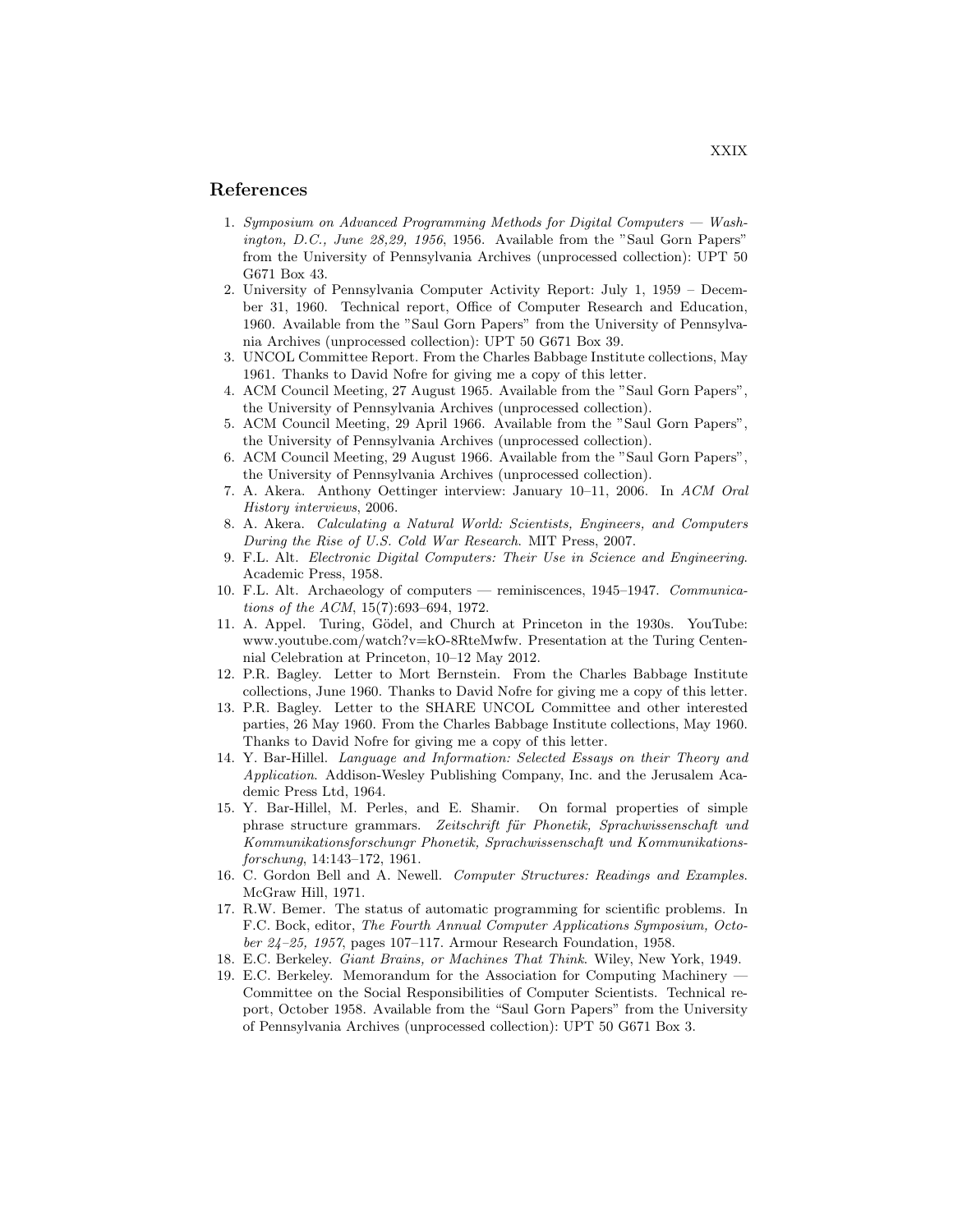# References

1. *Symposium on Advanced Programming Methods for Digital Computers — Washington, D.C., June 28,29, 1956*, 1956. Available from the "Saul Gorn Papers" from the University of Pennsylvania Archives (unprocessed collection): UPT 50 G671 Box 43.
2. University of Pennsylvania Computer Activity Report: July 1, 1959 – December 31, 1960. Technical report, Office of Computer Research and Education, 1960. Available from the "Saul Gorn Papers" from the University of Pennsylvania Archives (unprocessed collection): UPT 50 G671 Box 39.
3. UNCOL Committee Report. From the Charles Babbage Institute collections, May 1961. Thanks to David Nofre for giving me a copy of this letter.
4. ACM Council Meeting, 27 August 1965. Available from the "Saul Gorn Papers", the University of Pennsylvania Archives (unprocessed collection).
5. ACM Council Meeting, 29 April 1966. Available from the "Saul Gorn Papers", the University of Pennsylvania Archives (unprocessed collection).
6. ACM Council Meeting, 29 August 1966. Available from the "Saul Gorn Papers", the University of Pennsylvania Archives (unprocessed collection).
7. A. Akera. Anthony Oettinger interview: January 10–11, 2006. In *ACM Oral History interviews*, 2006.
8. A. Akera. *Calculating a Natural World: Scientists, Engineers, and Computers During the Rise of U.S. Cold War Research*. MIT Press, 2007.
9. F.L. Alt. *Electronic Digital Computers: Their Use in Science and Engineering*. Academic Press, 1958.
10. F.L. Alt. Archaeology of computers — reminiscences, 1945–1947. *Communications of the ACM*, 15(7):693–694, 1972.
11. A. Appel. Turing, Gödel, and Church at Princeton in the 1930s. YouTube: www.youtube.com/watch?v=kO-8RteMwfw. Presentation at the Turing Centennial Celebration at Princeton, 10–12 May 2012.
12. P.R. Bagley. Letter to Mort Bernstein. From the Charles Babbage Institute collections, June 1960. Thanks to David Nofre for giving me a copy of this letter.
13. P.R. Bagley. Letter to the SHARE UNCOL Committee and other interested parties, 26 May 1960. From the Charles Babbage Institute collections, May 1960. Thanks to David Nofre for giving me a copy of this letter.
14. Y. Bar-Hillel. *Language and Information: Selected Essays on their Theory and Application*. Addison-Wesley Publishing Company, Inc. and the Jerusalem Academic Press Ltd, 1964.
15. Y. Bar-Hillel, M. Perles, and E. Shamir. On formal properties of simple phrase structure grammars. *Zeitschrift für Phonetik, Sprachwissenschaft und Kommunikationsforschungr Phonetik, Sprachwissenschaft und Kommunikationsforschung*, 14:143–172, 1961.
16. C. Gordon Bell and A. Newell. *Computer Structures: Readings and Examples*. McGraw Hill, 1971.
17. R.W. Bemer. The status of automatic programming for scientific problems. In F.C. Bock, editor, *The Fourth Annual Computer Applications Symposium, October 24–25, 1957*, pages 107–117. Armour Research Foundation, 1958.
18. E.C. Berkeley. *Giant Brains, or Machines That Think*. Wiley, New York, 1949.
19. E.C. Berkeley. Memorandum for the Association for Computing Machinery — Committee on the Social Responsibilities of Computer Scientists. Technical report, October 1958. Available from the "Saul Gorn Papers" from the University of Pennsylvania Archives (unprocessed collection): UPT 50 G671 Box 3.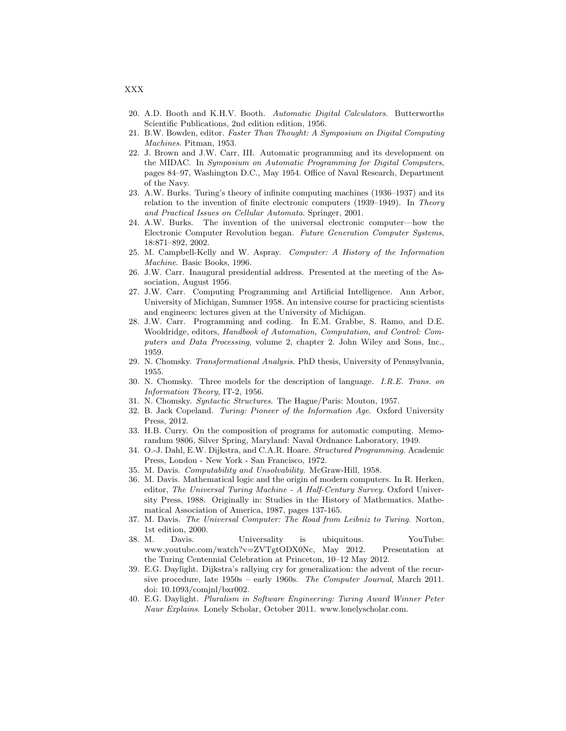20. A.D. Booth and K.H.V. Booth. *Automatic Digital Calculators*. Butterworths Scientific Publications, 2nd edition edition, 1956.
21. B.W. Bowden, editor. *Faster Than Thought: A Symposium on Digital Computing Machines*. Pitman, 1953.
22. J. Brown and J.W. Carr, III. Automatic programming and its development on the MIDAC. In *Symposium on Automatic Programming for Digital Computers*, pages 84–97, Washington D.C., May 1954. Office of Naval Research, Department of the Navy.
23. A.W. Burks. Turing's theory of infinite computing machines (1936–1937) and its relation to the invention of finite electronic computers (1939–1949). In *Theory and Practical Issues on Cellular Automata*. Springer, 2001.
24. A.W. Burks. The invention of the universal electronic computer—how the Electronic Computer Revolution began. *Future Generation Computer Systems*, 18:871–892, 2002.
25. M. Campbell-Kelly and W. Aspray. *Computer: A History of the Information Machine*. Basic Books, 1996.
26. J.W. Carr. Inaugural presidential address. Presented at the meeting of the Association, August 1956.
27. J.W. Carr. Computing Programming and Artificial Intelligence. Ann Arbor, University of Michigan, Summer 1958. An intensive course for practicing scientists and engineers: lectures given at the University of Michigan.
28. J.W. Carr. Programming and coding. In E.M. Grabbe, S. Ramo, and D.E. Wooldridge, editors, *Handbook of Automation, Computation, and Control: Computers and Data Processing*, volume 2, chapter 2. John Wiley and Sons, Inc., 1959.
29. N. Chomsky. *Transformational Analysis*. PhD thesis, University of Pennsylvania, 1955.
30. N. Chomsky. Three models for the description of language. *I.R.E. Trans. on Information Theory*, IT-2, 1956.
31. N. Chomsky. *Syntactic Structures*. The Hague/Paris: Mouton, 1957.
32. B. Jack Copeland. *Turing: Pioneer of the Information Age*. Oxford University Press, 2012.
33. H.B. Curry. On the composition of programs for automatic computing. Memorandum 9806, Silver Spring, Maryland: Naval Ordnance Laboratory, 1949.
34. O.-J. Dahl, E.W. Dijkstra, and C.A.R. Hoare. *Structured Programming*. Academic Press, London - New York - San Francisco, 1972.
35. M. Davis. *Computability and Unsolvability*. McGraw-Hill, 1958.
36. M. Davis. Mathematical logic and the origin of modern computers. In R. Herken, editor, *The Universal Turing Machine - A Half-Century Survey*. Oxford University Press, 1988. Originally in: Studies in the History of Mathematics. Mathematical Association of America, 1987, pages 137-165.
37. M. Davis. *The Universal Computer: The Road from Leibniz to Turing*. Norton, 1st edition, 2000.
38. M. Davis. Universality is ubiquitous. YouTube: www.youtube.com/watch?v=ZVTgtODX0Nc, May 2012. Presentation at the Turing Centennial Celebration at Princeton, 10–12 May 2012.
39. E.G. Daylight. Dijkstra's rallying cry for generalization: the advent of the recursive procedure, late 1950s – early 1960s. *The Computer Journal*, March 2011. doi: 10.1093/comjnl/bxr002.
40. E.G. Daylight. *Pluralism in Software Engineering: Turing Award Winner Peter Naur Explains*. Lonely Scholar, October 2011. www.lonelyscholar.com.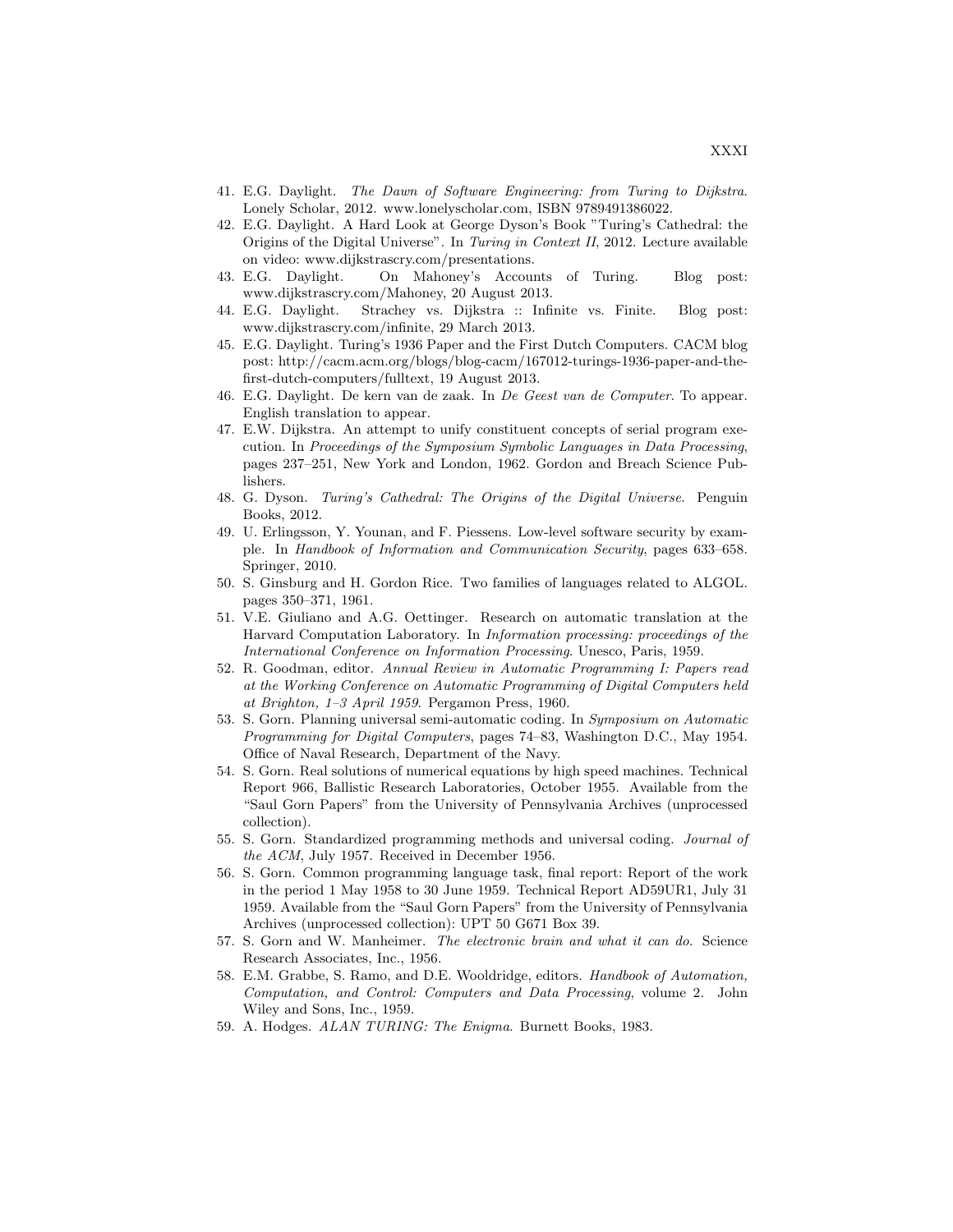41. E.G. Daylight. *The Dawn of Software Engineering: from Turing to Dijkstra*. Lonely Scholar, 2012. www.lonelyscholar.com, ISBN 9789491386022.
42. E.G. Daylight. A Hard Look at George Dyson's Book "Turing's Cathedral: the Origins of the Digital Universe". In *Turing in Context II*, 2012. Lecture available on video: www.dijkstrascry.com/presentations.
43. E.G. Daylight. On Mahoney's Accounts of Turing. Blog post: www.dijkstrascry.com/Mahoney, 20 August 2013.
44. E.G. Daylight. Strachey vs. Dijkstra :: Infinite vs. Finite. Blog post: www.dijkstrascry.com/infinite, 29 March 2013.
45. E.G. Daylight. Turing's 1936 Paper and the First Dutch Computers. CACM blog post: http://cacm.acm.org/blogs/blog-cacm/167012-turings-1936-paper-and-the-first-dutch-computers/fulltext, 19 August 2013.
46. E.G. Daylight. De kern van de zaak. In *De Geest van de Computer*. To appear. English translation to appear.
47. E.W. Dijkstra. An attempt to unify constituent concepts of serial program execution. In *Proceedings of the Symposium Symbolic Languages in Data Processing*, pages 237–251, New York and London, 1962. Gordon and Breach Science Publishers.
48. G. Dyson. *Turing's Cathedral: The Origins of the Digital Universe*. Penguin Books, 2012.
49. U. Erlingsson, Y. Younan, and F. Piessens. Low-level software security by example. In *Handbook of Information and Communication Security*, pages 633–658. Springer, 2010.
50. S. Ginsburg and H. Gordon Rice. Two families of languages related to ALGOL. pages 350–371, 1961.
51. V.E. Giuliano and A.G. Oettinger. Research on automatic translation at the Harvard Computation Laboratory. In *Information processing: proceedings of the International Conference on Information Processing*. Unesco, Paris, 1959.
52. R. Goodman, editor. *Annual Review in Automatic Programming I: Papers read at the Working Conference on Automatic Programming of Digital Computers held at Brighton, 1–3 April 1959*. Pergamon Press, 1960.
53. S. Gorn. Planning universal semi-automatic coding. In *Symposium on Automatic Programming for Digital Computers*, pages 74–83, Washington D.C., May 1954. Office of Naval Research, Department of the Navy.
54. S. Gorn. Real solutions of numerical equations by high speed machines. Technical Report 966, Ballistic Research Laboratories, October 1955. Available from the "Saul Gorn Papers" from the University of Pennsylvania Archives (unprocessed collection).
55. S. Gorn. Standardized programming methods and universal coding. *Journal of the ACM*, July 1957. Received in December 1956.
56. S. Gorn. Common programming language task, final report: Report of the work in the period 1 May 1958 to 30 June 1959. Technical Report AD59UR1, July 31 1959. Available from the "Saul Gorn Papers" from the University of Pennsylvania Archives (unprocessed collection): UPT 50 G671 Box 39.
57. S. Gorn and W. Manheimer. *The electronic brain and what it can do*. Science Research Associates, Inc., 1956.
58. E.M. Grabbe, S. Ramo, and D.E. Wooldridge, editors. *Handbook of Automation, Computation, and Control: Computers and Data Processing*, volume 2. John Wiley and Sons, Inc., 1959.
59. A. Hodges. *ALAN TURING: The Enigma*. Burnett Books, 1983.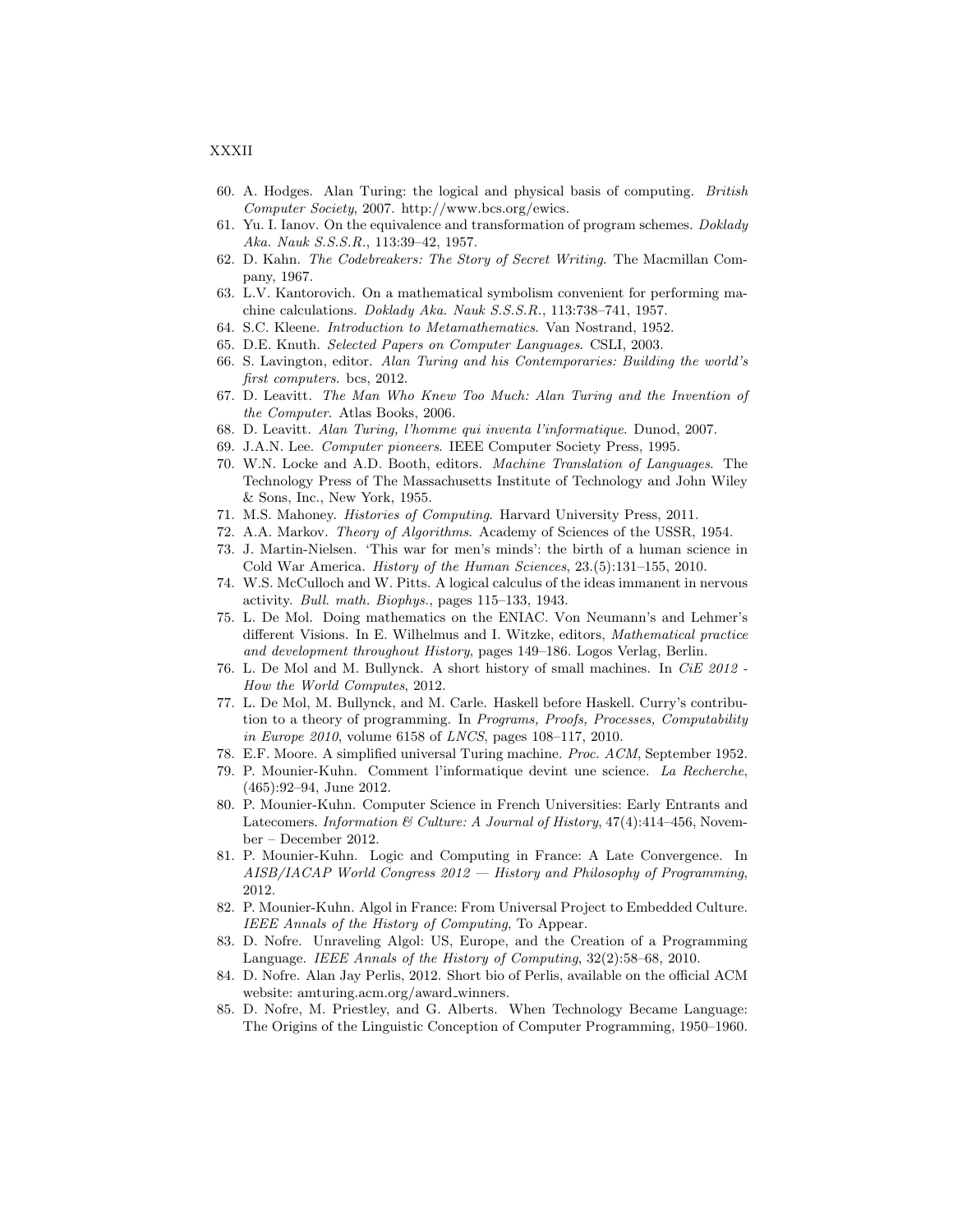60. A. Hodges. Alan Turing: the logical and physical basis of computing. *British Computer Society*, 2007. http://www.bcs.org/ewics.
61. Yu. I. Ianov. On the equivalence and transformation of program schemes. *Doklady Aka. Nauk S.S.S.R.*, 113:39–42, 1957.
62. D. Kahn. *The Codebreakers: The Story of Secret Writing*. The Macmillan Company, 1967.
63. L.V. Kantorovich. On a mathematical symbolism convenient for performing machine calculations. *Doklady Aka. Nauk S.S.S.R.*, 113:738–741, 1957.
64. S.C. Kleene. *Introduction to Metamathematics*. Van Nostrand, 1952.
65. D.E. Knuth. *Selected Papers on Computer Languages*. CSLI, 2003.
66. S. Lavington, editor. *Alan Turing and his Contemporaries: Building the world's first computers*. bcs, 2012.
67. D. Leavitt. *The Man Who Knew Too Much: Alan Turing and the Invention of the Computer*. Atlas Books, 2006.
68. D. Leavitt. *Alan Turing, l'homme qui inventa l'informatique*. Dunod, 2007.
69. J.A.N. Lee. *Computer pioneers*. IEEE Computer Society Press, 1995.
70. W.N. Locke and A.D. Booth, editors. *Machine Translation of Languages*. The Technology Press of The Massachusetts Institute of Technology and John Wiley & Sons, Inc., New York, 1955.
71. M.S. Mahoney. *Histories of Computing*. Harvard University Press, 2011.
72. A.A. Markov. *Theory of Algorithms*. Academy of Sciences of the USSR, 1954.
73. J. Martin-Nielsen. 'This war for men's minds': the birth of a human science in Cold War America. *History of the Human Sciences*, 23.(5):131–155, 2010.
74. W.S. McCulloch and W. Pitts. A logical calculus of the ideas immanent in nervous activity. *Bull. math. Biophys.*, pages 115–133, 1943.
75. L. De Mol. Doing mathematics on the ENIAC. Von Neumann's and Lehmer's different Visions. In E. Wilhelmus and I. Witzke, editors, *Mathematical practice and development throughout History*, pages 149–186. Logos Verlag, Berlin.
76. L. De Mol and M. Bullynck. A short history of small machines. In *CiE 2012 - How the World Computes*, 2012.
77. L. De Mol, M. Bullynck, and M. Carle. Haskell before Haskell. Curry's contribution to a theory of programming. In *Programs, Proofs, Processes, Computability in Europe 2010*, volume 6158 of *LNCS*, pages 108–117, 2010.
78. E.F. Moore. A simplified universal Turing machine. *Proc. ACM*, September 1952.
79. P. Mounier-Kuhn. Comment l'informatique devint une science. *La Recherche*, (465):92–94, June 2012.
80. P. Mounier-Kuhn. Computer Science in French Universities: Early Entrants and Latecomers. *Information & Culture: A Journal of History*, 47(4):414–456, November – December 2012.
81. P. Mounier-Kuhn. Logic and Computing in France: A Late Convergence. In *AISB/IACAP World Congress 2012 — History and Philosophy of Programming*, 2012.
82. P. Mounier-Kuhn. Algol in France: From Universal Project to Embedded Culture. *IEEE Annals of the History of Computing*, To Appear.
83. D. Nofre. Unraveling Algol: US, Europe, and the Creation of a Programming Language. *IEEE Annals of the History of Computing*, 32(2):58–68, 2010.
84. D. Nofre. Alan Jay Perlis, 2012. Short bio of Perlis, available on the official ACM website: amturing.acm.org/award_winners.
85. D. Nofre, M. Priestley, and G. Alberts. When Technology Became Language: The Origins of the Linguistic Conception of Computer Programming, 1950–1960.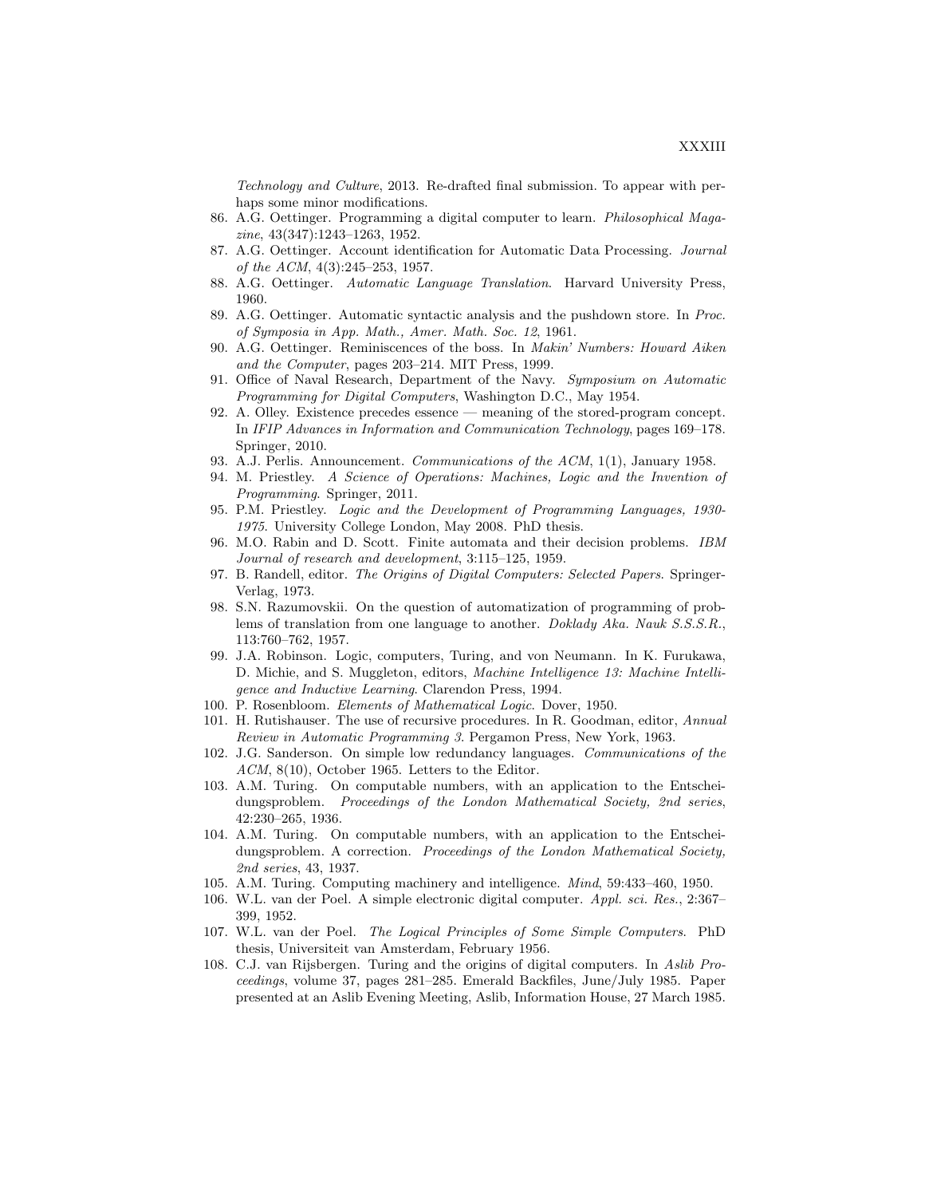*Technology and Culture*, 2013. Re-drafted final submission. To appear with perhaps some minor modifications.

86. A.G. Oettinger. Programming a digital computer to learn. *Philosophical Magazine*, 43(347):1243–1263, 1952.
87. A.G. Oettinger. Account identification for Automatic Data Processing. *Journal of the ACM*, 4(3):245–253, 1957.
88. A.G. Oettinger. *Automatic Language Translation*. Harvard University Press, 1960.
89. A.G. Oettinger. Automatic syntactic analysis and the pushdown store. In *Proc. of Symposia in App. Math., Amer. Math. Soc. 12*, 1961.
90. A.G. Oettinger. Reminiscences of the boss. In *Makin' Numbers: Howard Aiken and the Computer*, pages 203–214. MIT Press, 1999.
91. Office of Naval Research, Department of the Navy. *Symposium on Automatic Programming for Digital Computers*, Washington D.C., May 1954.
92. A. Olley. Existence precedes essence — meaning of the stored-program concept. In *IFIP Advances in Information and Communication Technology*, pages 169–178. Springer, 2010.
93. A.J. Perlis. Announcement. *Communications of the ACM*, 1(1), January 1958.
94. M. Priestley. *A Science of Operations: Machines, Logic and the Invention of Programming*. Springer, 2011.
95. P.M. Priestley. *Logic and the Development of Programming Languages, 1930-1975*. University College London, May 2008. PhD thesis.
96. M.O. Rabin and D. Scott. Finite automata and their decision problems. *IBM Journal of research and development*, 3:115–125, 1959.
97. B. Randell, editor. *The Origins of Digital Computers: Selected Papers*. Springer-Verlag, 1973.
98. S.N. Razumovskii. On the question of automatization of programming of problems of translation from one language to another. *Doklady Aka. Nauk S.S.S.R.*, 113:760–762, 1957.
99. J.A. Robinson. Logic, computers, Turing, and von Neumann. In K. Furukawa, D. Michie, and S. Muggleton, editors, *Machine Intelligence 13: Machine Intelligence and Inductive Learning*. Clarendon Press, 1994.
100. P. Rosenbloom. *Elements of Mathematical Logic*. Dover, 1950.
101. H. Rutishauser. The use of recursive procedures. In R. Goodman, editor, *Annual Review in Automatic Programming 3*. Pergamon Press, New York, 1963.
102. J.G. Sanderson. On simple low redundancy languages. *Communications of the ACM*, 8(10), October 1965. Letters to the Editor.
103. A.M. Turing. On computable numbers, with an application to the Entscheidungsproblem. *Proceedings of the London Mathematical Society, 2nd series*, 42:230–265, 1936.
104. A.M. Turing. On computable numbers, with an application to the Entscheidungsproblem. A correction. *Proceedings of the London Mathematical Society, 2nd series*, 43, 1937.
105. A.M. Turing. Computing machinery and intelligence. *Mind*, 59:433–460, 1950.
106. W.L. van der Poel. A simple electronic digital computer. *Appl. sci. Res.*, 2:367–399, 1952.
107. W.L. van der Poel. *The Logical Principles of Some Simple Computers*. PhD thesis, Universiteit van Amsterdam, February 1956.
108. C.J. van Rijsbergen. Turing and the origins of digital computers. In *Aslib Proceedings*, volume 37, pages 281–285. Emerald Backfiles, June/July 1985. Paper presented at an Aslib Evening Meeting, Aslib, Information House, 27 March 1985.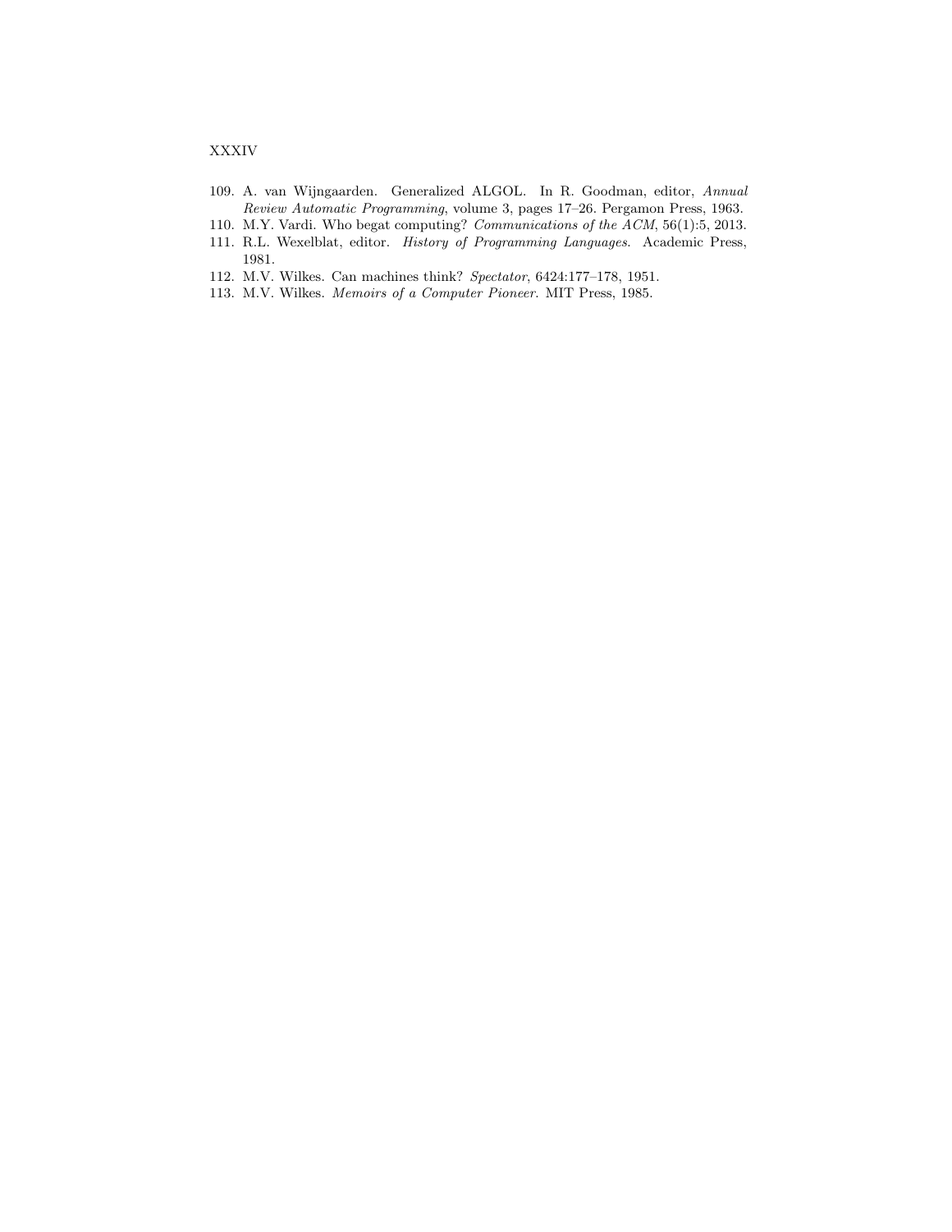109. A. van Wijngaarden. Generalized ALGOL. In R. Goodman, editor, *Annual Review Automatic Programming*, volume 3, pages 17–26. Pergamon Press, 1963.
110. M.Y. Vardi. Who begat computing? *Communications of the ACM*, 56(1):5, 2013.
111. R.L. Wexelblat, editor. *History of Programming Languages*. Academic Press, 1981.
112. M.V. Wilkes. Can machines think? *Spectator*, 6424:177–178, 1951.
113. M.V. Wilkes. *Memoirs of a Computer Pioneer*. MIT Press, 1985.